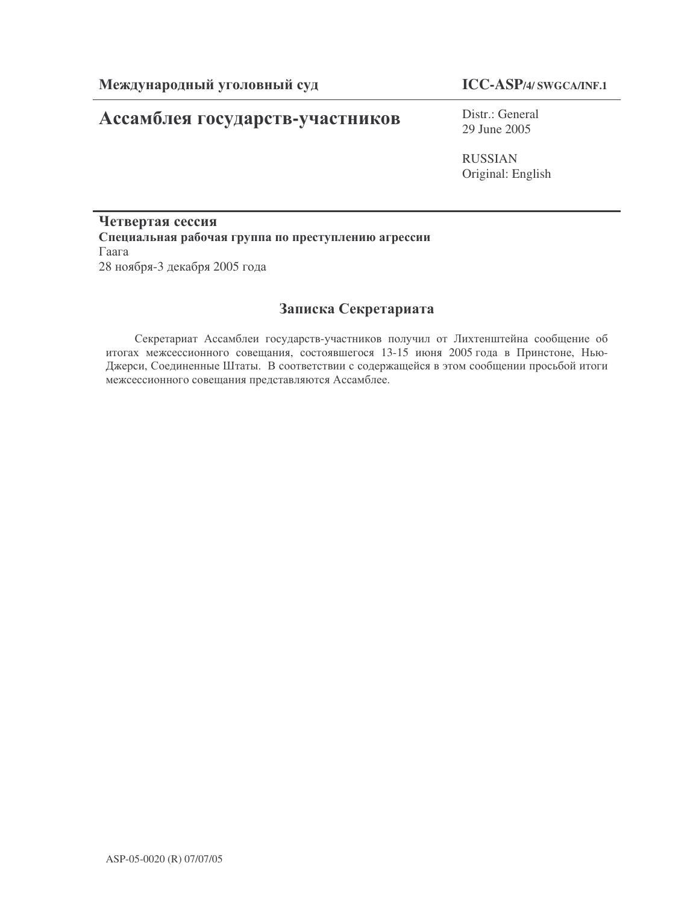**Международный уголовный суд** | **ICC-ASP/4/ SWGCA/INF.1**

# Ассамблея государств-участников

Distr.: General
29 June 2005

RUSSIAN
Original: English

**Четвертая сессия**
**Специальная рабочая группа по преступлению агрессии**
Гаага
28 ноября-3 декабря 2005 года

## Записка Секретариата

Секретариат Ассамблеи государств-участников получил от Лихтенштейна сообщение об итогах межсессионного совещания, состоявшегося 13-15 июня 2005 года в Принстоне, Нью-Джерси, Соединенные Штаты. В соответствии с содержащейся в этом сообщении просьбой итоги межсессионного совещания представляются Ассамблее.

ASP-05-0020 (R) 07/07/05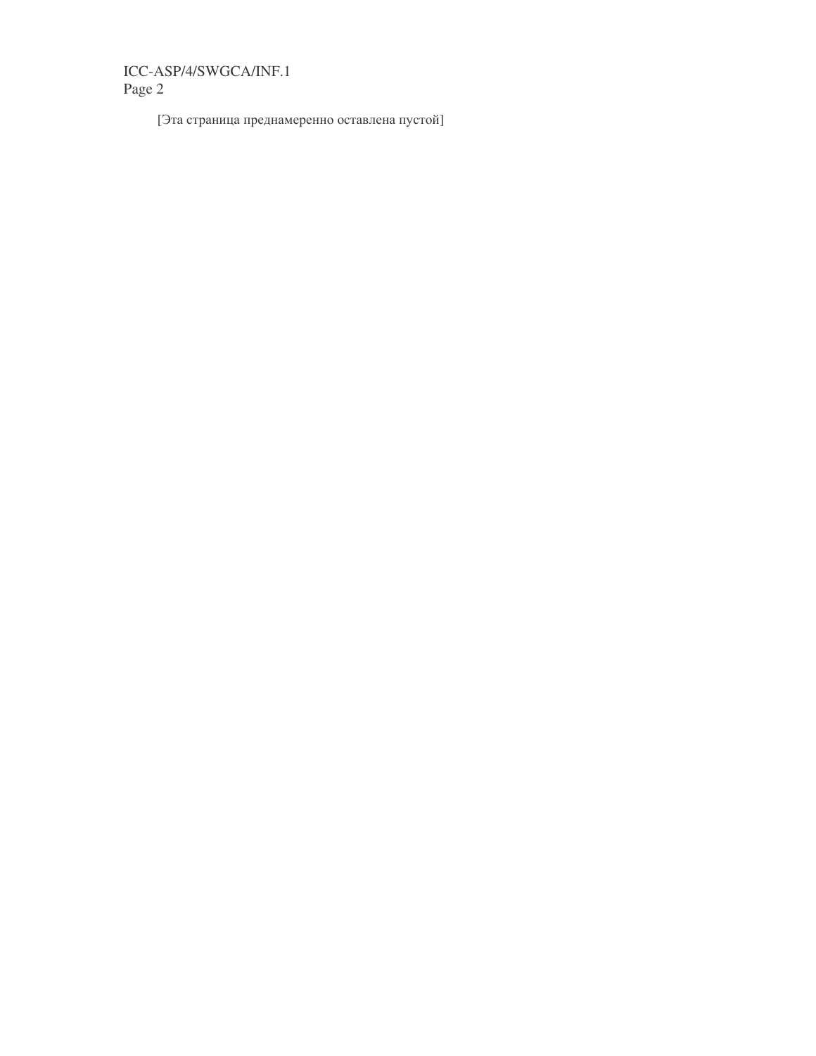[Эта страница преднамеренно оставлена пустой]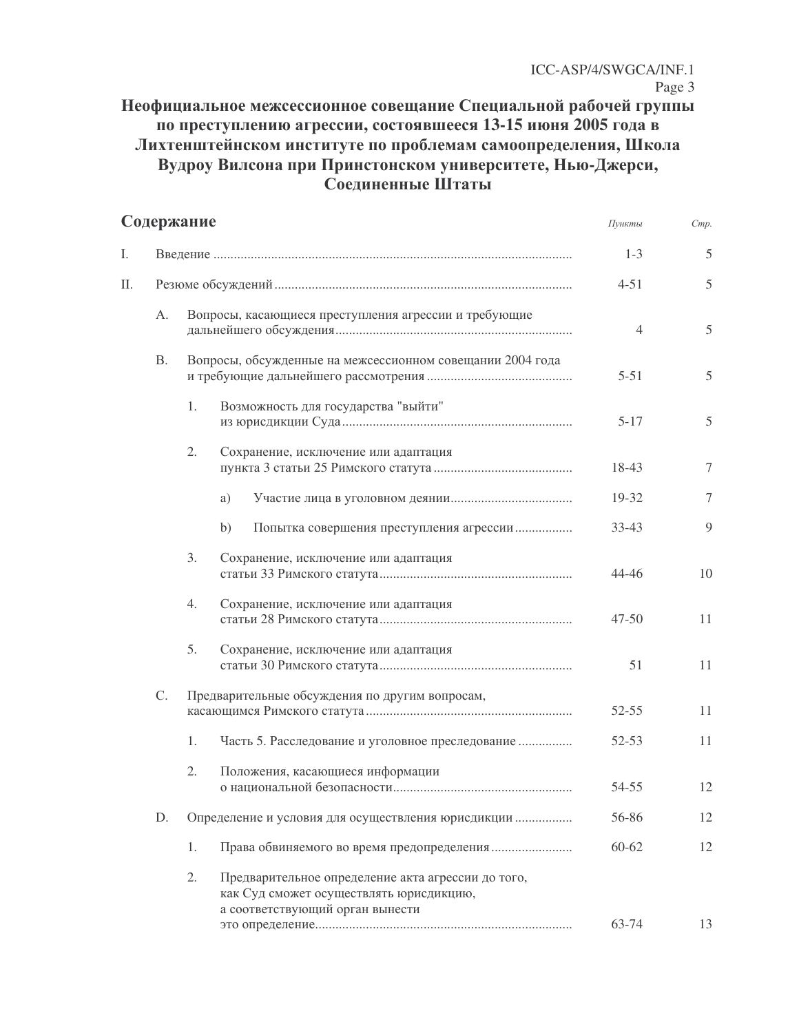# Неофициальное межсессионное совещание Специальной рабочей группы по преступлению агрессии, состоявшееся 13-15 июня 2005 года в Лихтенштейнском институте по проблемам самоопределения, Школа Вудроу Вилсона при Принстонском университете, Нью-Джерси, Соединенные Штаты

## Содержание

| | | | | *Пункты* | *Стр.* |
|---|---|---|---|---|---|
| I. | Введение | | | 1-3 | 5 |
| II. | Резюме обсуждений | | | 4-51 | 5 |
| | A. | Вопросы, касающиеся преступления агрессии и требующие дальнейшего обсуждения | | 4 | 5 |
| | B. | Вопросы, обсужденные на межсессионном совещании 2004 года и требующие дальнейшего рассмотрения | | 5-51 | 5 |
| | | 1. | Возможность для государства "выйти" из юрисдикции Суда | 5-17 | 5 |
| | | 2. | Сохранение, исключение или адаптация пункта 3 статьи 25 Римского статута | 18-43 | 7 |
| | | | a) Участие лица в уголовном деянии | 19-32 | 7 |
| | | | b) Попытка совершения преступления агрессии | 33-43 | 9 |
| | | 3. | Сохранение, исключение или адаптация статьи 33 Римского статута | 44-46 | 10 |
| | | 4. | Сохранение, исключение или адаптация статьи 28 Римского статута | 47-50 | 11 |
| | | 5. | Сохранение, исключение или адаптация статьи 30 Римского статута | 51 | 11 |
| | C. | Предварительные обсуждения по другим вопросам, касающимся Римского статута | | 52-55 | 11 |
| | | 1. | Часть 5. Расследование и уголовное преследование | 52-53 | 11 |
| | | 2. | Положения, касающиеся информации о национальной безопасности | 54-55 | 12 |
| | D. | Определение и условия для осуществления юрисдикции | | 56-86 | 12 |
| | | 1. | Права обвиняемого во время предопределения | 60-62 | 12 |
| | | 2. | Предварительное определение акта агрессии до того, как Суд сможет осуществлять юрисдикцию, а соответствующий орган вынести это определение | 63-74 | 13 |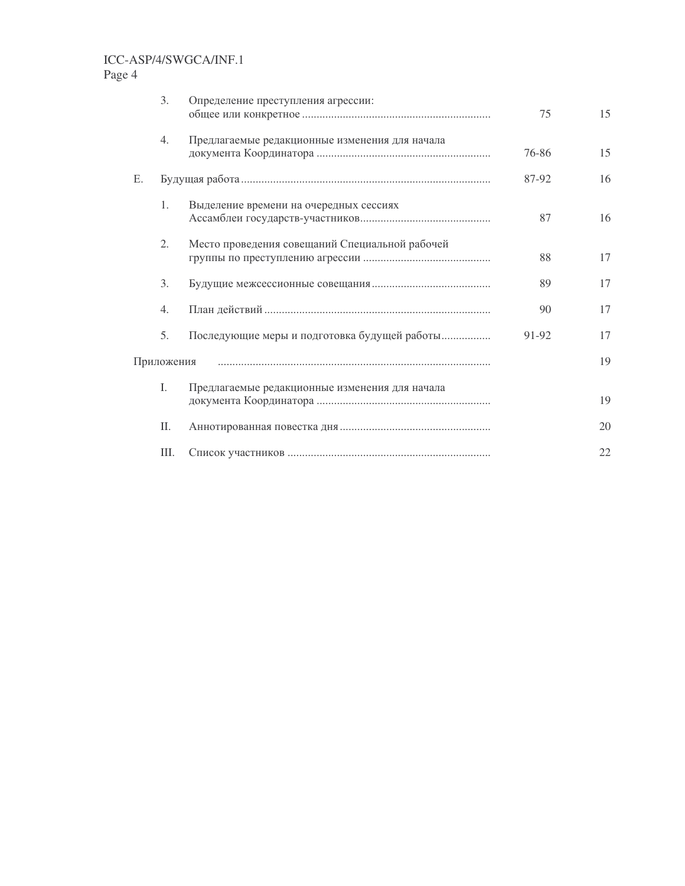| | | | Пункты | Стр. |
|---|---|---|---|---|
| | 3. | Определение преступления агрессии: общее или конкретное | 75 | 15 |
| | 4. | Предлагаемые редакционные изменения для начала документа Координатора | 76-86 | 15 |
| E. | | Будущая работа | 87-92 | 16 |
| | 1. | Выделение времени на очередных сессиях Ассамблеи государств-участников | 87 | 16 |
| | 2. | Место проведения совещаний Специальной рабочей группы по преступлению агрессии | 88 | 17 |
| | 3. | Будущие межсессионные совещания | 89 | 17 |
| | 4. | План действий | 90 | 17 |
| | 5. | Последующие меры и подготовка будущей работы | 91-92 | 17 |
| Приложения | | | | 19 |
| | I. | Предлагаемые редакционные изменения для начала документа Координатора | | 19 |
| | II. | Аннотированная повестка дня | | 20 |
| | III. | Список участников | | 22 |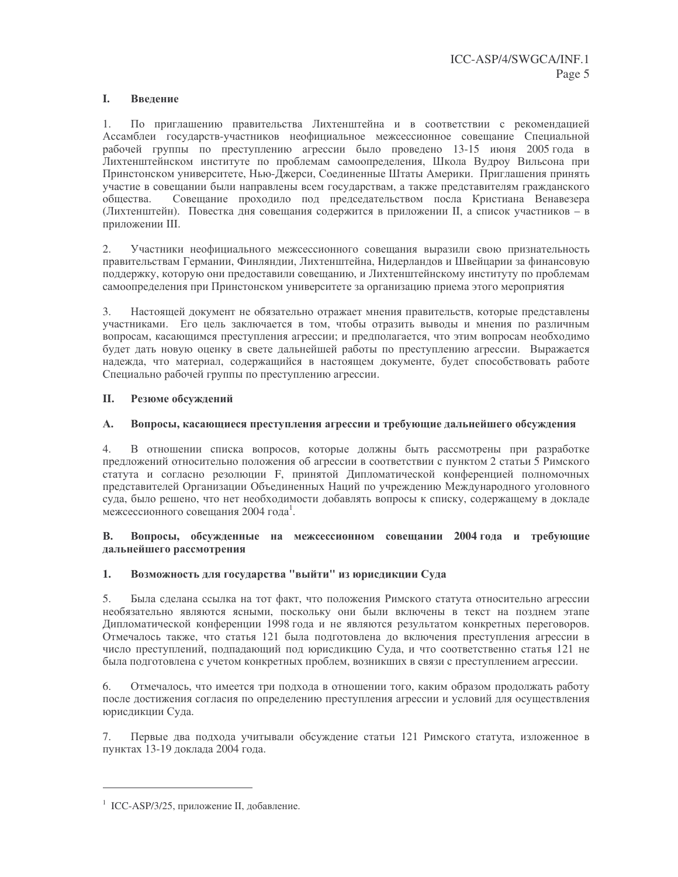## I. Введение

1. По приглашению правительства Лихтенштейна и в соответствии с рекомендацией Ассамблеи государств-участников неофициальное межсессионное совещание Специальной рабочей группы по преступлению агрессии было проведено 13-15 июня 2005 года в Лихтенштейнском институте по проблемам самоопределения, Школа Вудроу Вильсона при Принстонском университете, Нью-Джерси, Соединенные Штаты Америки. Приглашения принять участие в совещании были направлены всем государствам, а также представителям гражданского общества. Совещание проходило под председательством посла Кристиана Венавезера (Лихтенштейн). Повестка дня совещания содержится в приложении II, а список участников – в приложении III.

2. Участники неофициального межсессионного совещания выразили свою признательность правительствам Германии, Финляндии, Лихтенштейна, Нидерландов и Швейцарии за финансовую поддержку, которую они предоставили совещанию, и Лихтенштейнскому институту по проблемам самоопределения при Принстонском университете за организацию приема этого мероприятия

3. Настоящей документ не обязательно отражает мнения правительств, которые представлены участниками. Его цель заключается в том, чтобы отразить выводы и мнения по различным вопросам, касающимся преступления агрессии; и предполагается, что этим вопросам необходимо будет дать новую оценку в свете дальнейшей работы по преступлению агрессии. Выражается надежда, что материал, содержащийся в настоящем документе, будет способствовать работе Специально рабочей группы по преступлению агрессии.

## II. Резюме обсуждений

### A. Вопросы, касающиеся преступления агрессии и требующие дальнейшего обсуждения

4. В отношении списка вопросов, которые должны быть рассмотрены при разработке предложений относительно положения об агрессии в соответствии с пунктом 2 статьи 5 Римского статута и согласно резолюции F, принятой Дипломатической конференцией полномочных представителей Организации Объединенных Наций по учреждению Международного уголовного суда, было решено, что нет необходимости добавлять вопросы к списку, содержащему в докладе межсессионного совещания 2004 года[1].

### B. Вопросы, обсужденные на межсессионном совещании 2004 года и требующие дальнейшего рассмотрения

#### 1. Возможность для государства "выйти" из юрисдикции Суда

5. Была сделана ссылка на тот факт, что положения Римского статута относительно агрессии необязательно являются ясными, поскольку они были включены в текст на позднем этапе Дипломатической конференции 1998 года и не являются результатом конкретных переговоров. Отмечалось также, что статья 121 была подготовлена до включения преступления агрессии в число преступлений, подпадающий под юрисдикцию Суда, и что соответственно статья 121 не была подготовлена с учетом конкретных проблем, возникших в связи с преступлением агрессии.

6. Отмечалось, что имеется три подхода в отношении того, каким образом продолжать работу после достижения согласия по определению преступления агрессии и условий для осуществления юрисдикции Суда.

7. Первые два подхода учитывали обсуждение статьи 121 Римского статута, изложенное в пунктах 13-19 доклада 2004 года.

---

[1] ICC-ASP/3/25, приложение II, добавление.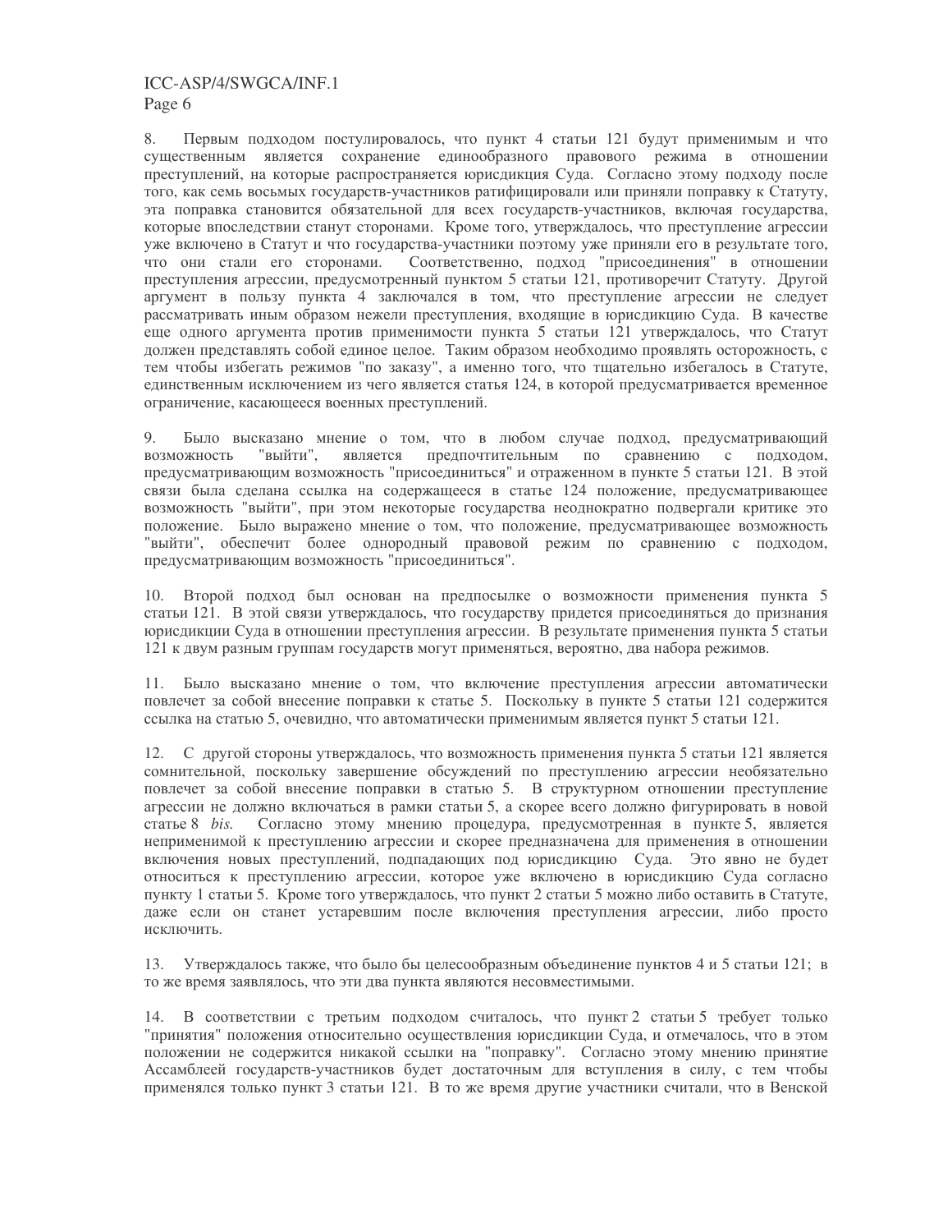8. Первым подходом постулировалось, что пункт 4 статьи 121 будут применимым и что существенным является сохранение единообразного правового режима в отношении преступлений, на которые распространяется юрисдикция Суда. Согласно этому подходу после того, как семь восьмых государств-участников ратифицировали или приняли поправку к Статуту, эта поправка становится обязательной для всех государств-участников, включая государства, которые впоследствии станут сторонами. Кроме того, утверждалось, что преступление агрессии уже включено в Статут и что государства-участники поэтому уже приняли его в результате того, что они стали его сторонами. Соответственно, подход "присоединения" в отношении преступления агрессии, предусмотренный пунктом 5 статьи 121, противоречит Статуту. Другой аргумент в пользу пункта 4 заключался в том, что преступление агрессии не следует рассматривать иным образом нежели преступления, входящие в юрисдикцию Суда. В качестве еще одного аргумента против применимости пункта 5 статьи 121 утверждалось, что Статут должен представлять собой единое целое. Таким образом необходимо проявлять осторожность, с тем чтобы избегать режимов "по заказу", а именно того, что тщательно избегалось в Статуте, единственным исключением из чего является статья 124, в которой предусматривается временное ограничение, касающееся военных преступлений.

9. Было высказано мнение о том, что в любом случае подход, предусматривающий возможность "выйти", является предпочтительным по сравнению с подходом, предусматривающим возможность "присоединиться" и отраженном в пункте 5 статьи 121. В этой связи была сделана ссылка на содержащееся в статье 124 положение, предусматривающее возможность "выйти", при этом некоторые государства неоднократно подвергали критике это положение. Было выражено мнение о том, что положение, предусматривающее возможность "выйти", обеспечит более однородный правовой режим по сравнению с подходом, предусматривающим возможность "присоединиться".

10. Второй подход был основан на предпосылке о возможности применения пункта 5 статьи 121. В этой связи утверждалось, что государству придется присоединяться до признания юрисдикции Суда в отношении преступления агрессии. В результате применения пункта 5 статьи 121 к двум разным группам государств могут применяться, вероятно, два набора режимов.

11. Было высказано мнение о том, что включение преступления агрессии автоматически повлечет за собой внесение поправки к статье 5. Поскольку в пункте 5 статьи 121 содержится ссылка на статью 5, очевидно, что автоматически применимым является пункт 5 статьи 121.

12. С другой стороны утверждалось, что возможность применения пункта 5 статьи 121 является сомнительной, поскольку завершение обсуждений по преступлению агрессии необязательно повлечет за собой внесение поправки в статью 5. В структурном отношении преступление агрессии не должно включаться в рамки статьи 5, а скорее всего должно фигурировать в новой статье 8 *bis.* Согласно этому мнению процедура, предусмотренная в пункте 5, является неприменимой к преступлению агрессии и скорее предназначена для применения в отношении включения новых преступлений, подпадающих под юрисдикцию Суда. Это явно не будет относиться к преступлению агрессии, которое уже включено в юрисдикцию Суда согласно пункту 1 статьи 5. Кроме того утверждалось, что пункт 2 статьи 5 можно либо оставить в Статуте, даже если он станет устаревшим после включения преступления агрессии, либо просто исключить.

13. Утверждалось также, что было бы целесообразным объединение пунктов 4 и 5 статьи 121; в то же время заявлялось, что эти два пункта являются несовместимыми.

14. В соответствии с третьим подходом считалось, что пункт 2 статьи 5 требует только "принятия" положения относительно осуществления юрисдикции Суда, и отмечалось, что в этом положении не содержится никакой ссылки на "поправку". Согласно этому мнению принятие Ассамблеей государств-участников будет достаточным для вступления в силу, с тем чтобы применялся только пункт 3 статьи 121. В то же время другие участники считали, что в Венской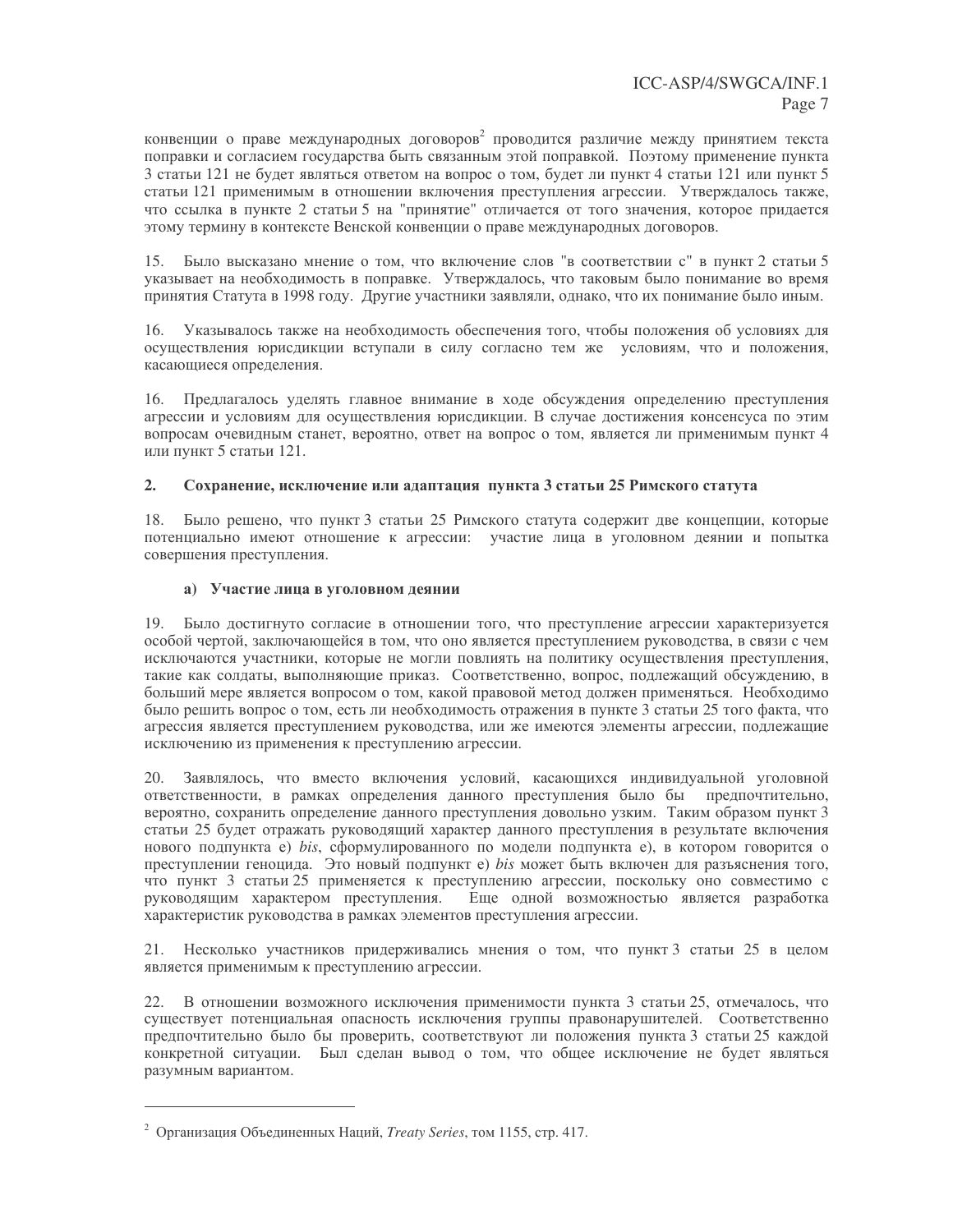конвенции о праве международных договоров[2] проводится различие между принятием текста поправки и согласием государства быть связанным этой поправкой. Поэтому применение пункта 3 статьи 121 не будет являться ответом на вопрос о том, будет ли пункт 4 статьи 121 или пункт 5 статьи 121 применимым в отношении включения преступления агрессии. Утверждалось также, что ссылка в пункте 2 статьи 5 на "принятие" отличается от того значения, которое придается этому термину в контексте Венской конвенции о праве международных договоров.

15. Было высказано мнение о том, что включение слов "в соответствии с" в пункт 2 статьи 5 указывает на необходимость в поправке. Утверждалось, что таковым было понимание во время принятия Статута в 1998 году. Другие участники заявляли, однако, что их понимание было иным.

16. Указывалось также на необходимость обеспечения того, чтобы положения об условиях для осуществления юрисдикции вступали в силу согласно тем же условиям, что и положения, касающиеся определения.

16. Предлагалось уделять главное внимание в ходе обсуждения определению преступления агрессии и условиям для осуществления юрисдикции. В случае достижения консенсуса по этим вопросам очевидным станет, вероятно, ответ на вопрос о том, является ли применимым пункт 4 или пункт 5 статьи 121.

## 2. Сохранение, исключение или адаптация пункта 3 статьи 25 Римского статута

18. Было решено, что пункт 3 статьи 25 Римского статута содержит две концепции, которые потенциально имеют отношение к агрессии: участие лица в уголовном деянии и попытка совершения преступления.

### a) Участие лица в уголовном деянии

19. Было достигнуто согласие в отношении того, что преступление агрессии характеризуется особой чертой, заключающейся в том, что оно является преступлением руководства, в связи с чем исключаются участники, которые не могли повлиять на политику осуществления преступления, такие как солдаты, выполняющие приказ. Соответственно, вопрос, подлежащий обсуждению, в большей мере является вопросом о том, какой правовой метод должен применяться. Необходимо было решить вопрос о том, есть ли необходимость отражения в пункте 3 статьи 25 того факта, что агрессия является преступлением руководства, или же имеются элементы агрессии, подлежащие исключению из применения к преступлению агрессии.

20. Заявлялось, что вместо включения условий, касающихся индивидуальной уголовной ответственности, в рамках определения данного преступления было бы предпочтительно, вероятно, сохранить определение данного преступления довольно узким. Таким образом пункт 3 статьи 25 будет отражать руководящий характер данного преступления в результате включения нового подпункта e) *bis*, сформулированного по модели подпункта e), в котором говорится о преступлении геноцида. Это новый подпункт e) *bis* может быть включен для разъяснения того, что пункт 3 статьи 25 применяется к преступлению агрессии, поскольку оно совместимо с руководящим характером преступления. Еще одной возможностью является разработка характеристик руководства в рамках элементов преступления агрессии.

21. Несколько участников придерживались мнения о том, что пункт 3 статьи 25 в целом является применимым к преступлению агрессии.

22. В отношении возможного исключения применимости пункта 3 статьи 25, отмечалось, что существует потенциальная опасность исключения группы правонарушителей. Соответственно предпочтительно было бы проверить, соответствуют ли положения пункта 3 статьи 25 каждой конкретной ситуации. Был сделан вывод о том, что общее исключение не будет являться разумным вариантом.

---

[2] Организация Объединенных Наций, *Treaty Series*, том 1155, стр. 417.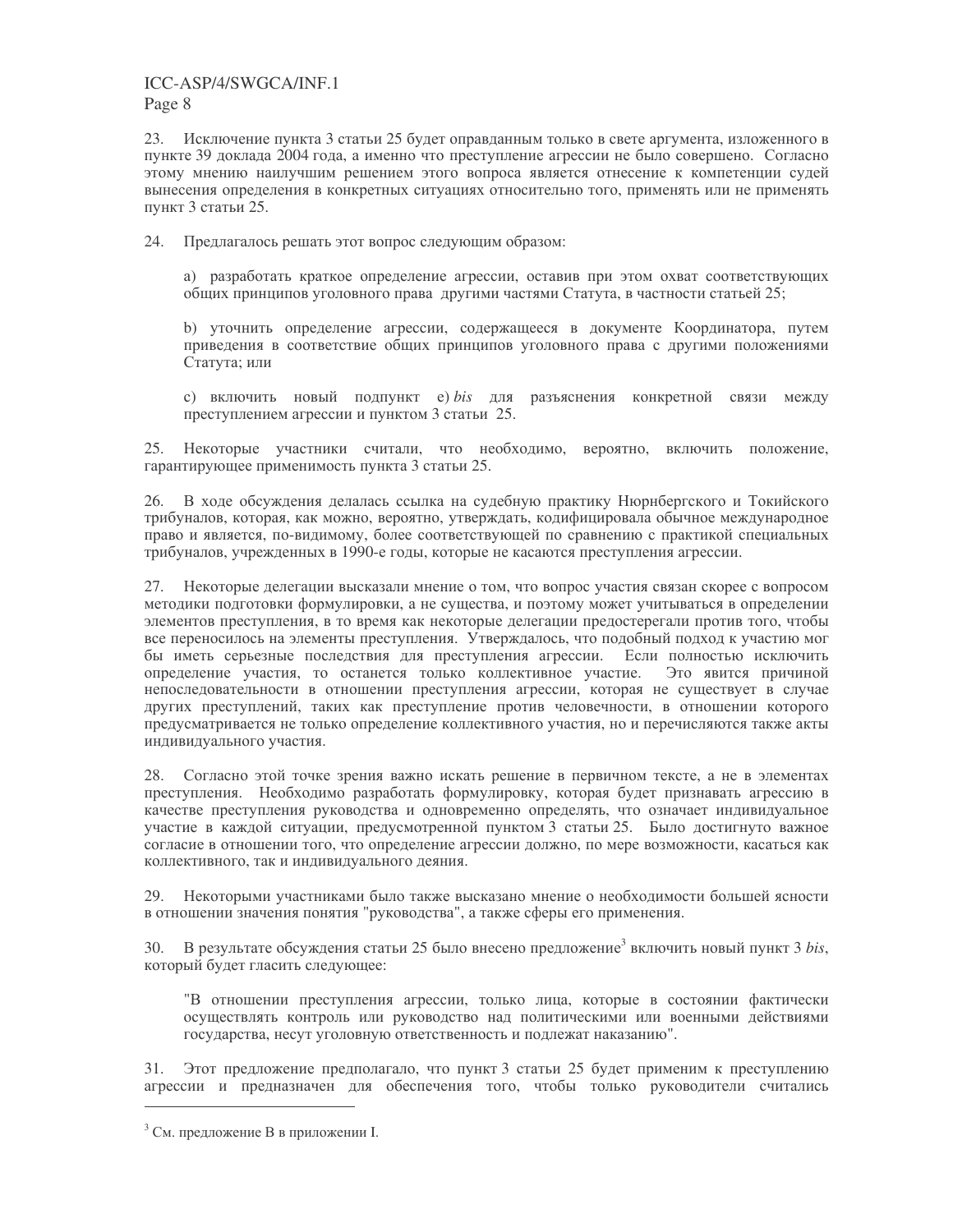23. Исключение пункта 3 статьи 25 будет оправданным только в свете аргумента, изложенного в пункте 39 доклада 2004 года, а именно что преступление агрессии не было совершено. Согласно этому мнению наилучшим решением этого вопроса является отнесение к компетенции судей вынесения определения в конкретных ситуациях относительно того, применять или не применять пункт 3 статьи 25.

24. Предлагалось решать этот вопрос следующим образом:

a) разработать краткое определение агрессии, оставив при этом охват соответствующих общих принципов уголовного права другими частями Статута, в частности статьей 25;

b) уточнить определение агрессии, содержащееся в документе Координатора, путем приведения в соответствие общих принципов уголовного права с другими положениями Статута; или

c) включить новый подпункт e) *bis* для разъяснения конкретной связи между преступлением агрессии и пунктом 3 статьи 25.

25. Некоторые участники считали, что необходимо, вероятно, включить положение, гарантирующее применимость пункта 3 статьи 25.

26. В ходе обсуждения делалась ссылка на судебную практику Нюрнбергского и Токийского трибуналов, которая, как можно, вероятно, утверждать, кодифицировала обычное международное право и является, по-видимому, более соответствующей по сравнению с практикой специальных трибуналов, учрежденных в 1990-е годы, которые не касаются преступления агрессии.

27. Некоторые делегации высказали мнение о том, что вопрос участия связан скорее с вопросом методики подготовки формулировки, а не существа, и поэтому может учитываться в определении элементов преступления, в то время как некоторые делегации предостерегали против того, чтобы все переносилось на элементы преступления. Утверждалось, что подобный подход к участию мог бы иметь серьезные последствия для преступления агрессии. Если полностью исключить определение участия, то останется только коллективное участие. Это явится причиной непоследовательности в отношении преступления агрессии, которая не существует в случае других преступлений, таких как преступление против человечности, в отношении которого предусматривается не только определение коллективного участия, но и перечисляются также акты индивидуального участия.

28. Согласно этой точке зрения важно искать решение в первичном тексте, а не в элементах преступления. Необходимо разработать формулировку, которая будет признавать агрессию в качестве преступления руководства и одновременно определять, что означает индивидуальное участие в каждой ситуации, предусмотренной пунктом 3 статьи 25. Было достигнуто важное согласие в отношении того, что определение агрессии должно, по мере возможности, касаться как коллективного, так и индивидуального деяния.

29. Некоторыми участниками было также высказано мнение о необходимости большей ясности в отношении значения понятия "руководства", а также сферы его применения.

30. В результате обсуждения статьи 25 было внесено предложение[3] включить новый пункт 3 *bis*, который будет гласить следующее:

"В отношении преступления агрессии, только лица, которые в состоянии фактически осуществлять контроль или руководство над политическими или военными действиями государства, несут уголовную ответственность и подлежат наказанию".

31. Этот предложение предполагало, что пункт 3 статьи 25 будет применим к преступлению агрессии и предназначен для обеспечения того, чтобы только руководители считались

[3] См. предложение B в приложении I.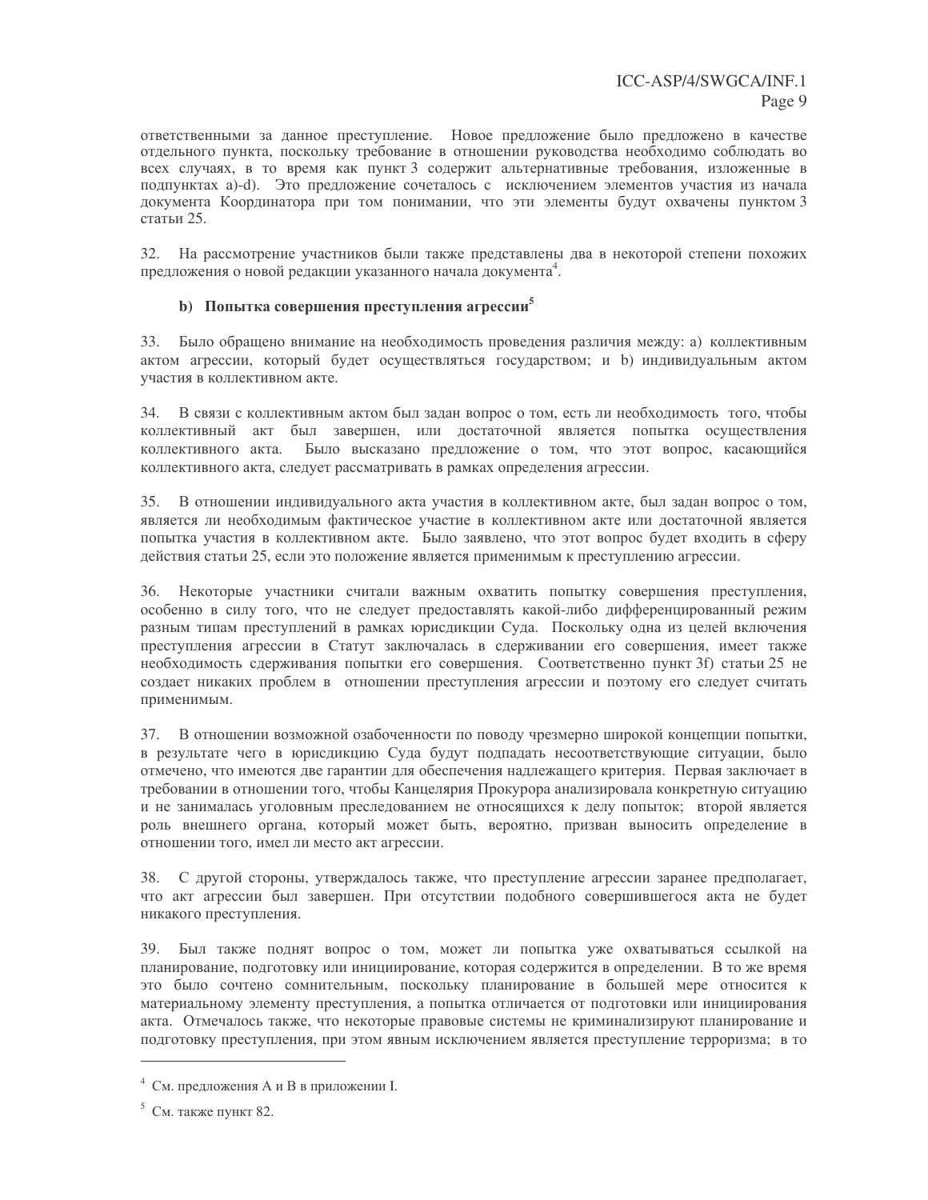ответственными за данное преступление. Новое предложение было предложено в качестве отдельного пункта, поскольку требование в отношении руководства необходимо соблюдать во всех случаях, в то время как пункт 3 содержит альтернативные требования, изложенные в подпунктах a)-d). Это предложение сочеталось с исключением элементов участия из начала документа Координатора при том понимании, что эти элементы будут охвачены пунктом 3 статьи 25.

32. На рассмотрение участников были также представлены два в некоторой степени похожих предложения о новой редакции указанного начала документа[4].

### b) Попытка совершения преступления агрессии[5]

33. Было обращено внимание на необходимость проведения различия между: a) коллективным актом агрессии, который будет осуществляться государством; и b) индивидуальным актом участия в коллективном акте.

34. В связи с коллективным актом был задан вопрос о том, есть ли необходимость того, чтобы коллективный акт был завершен, или достаточной является попытка осуществления коллективного акта. Было высказано предложение о том, что этот вопрос, касающийся коллективного акта, следует рассматривать в рамках определения агрессии.

35. В отношении индивидуального акта участия в коллективном акте, был задан вопрос о том, является ли необходимым фактическое участие в коллективном акте или достаточной является попытка участия в коллективном акте. Было заявлено, что этот вопрос будет входить в сферу действия статьи 25, если это положение является применимым к преступлению агрессии.

36. Некоторые участники считали важным охватить попытку совершения преступления, особенно в силу того, что не следует предоставлять какой-либо дифференцированный режим разным типам преступлений в рамках юрисдикции Суда. Поскольку одна из целей включения преступления агрессии в Статут заключалась в сдерживании его совершения, имеет также необходимость сдерживания попытки его совершения. Соответственно пункт 3f) статьи 25 не создает никаких проблем в отношении преступления агрессии и поэтому его следует считать применимым.

37. В отношении возможной озабоченности по поводу чрезмерно широкой концепции попытки, в результате чего в юрисдикцию Суда будут подпадать несоответствующие ситуации, было отмечено, что имеются две гарантии для обеспечения надлежащего критерия. Первая заключает в требовании в отношении того, чтобы Канцелярия Прокурора анализировала конкретную ситуацию и не занималась уголовным преследованием не относящихся к делу попыток; второй является роль внешнего органа, который может быть, вероятно, призван выносить определение в отношении того, имел ли место акт агрессии.

38. С другой стороны, утверждалось также, что преступление агрессии заранее предполагает, что акт агрессии был завершен. При отсутствии подобного совершившегося акта не будет никакого преступления.

39. Был также поднят вопрос о том, может ли попытка уже охватываться ссылкой на планирование, подготовку или инициирование, которая содержится в определении. В то же время это было сочтено сомнительным, поскольку планирование в большей мере относится к материальному элементу преступления, а попытка отличается от подготовки или инициирования акта. Отмечалось также, что некоторые правовые системы не криминализируют планирование и подготовку преступления, при этом явным исключением является преступление терроризма; в то

---

[4] См. предложения A и B в приложении I.

[5] См. также пункт 82.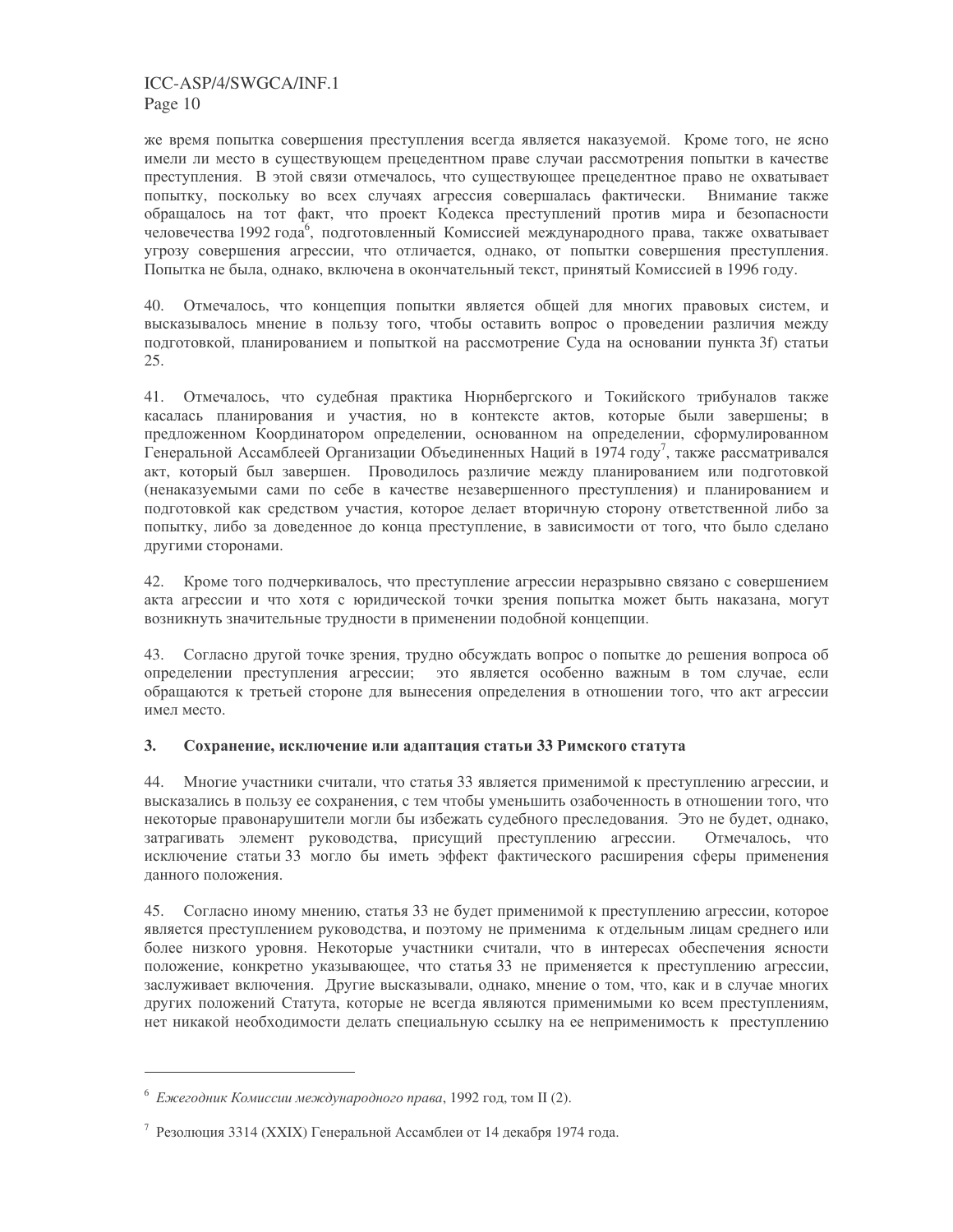же время попытка совершения преступления всегда является наказуемой. Кроме того, не ясно имели ли место в существующем прецедентном праве случаи рассмотрения попытки в качестве преступления. В этой связи отмечалось, что существующее прецедентное право не охватывает попытку, поскольку во всех случаях агрессия совершалась фактически. Внимание также обращалось на тот факт, что проект Кодекса преступлений против мира и безопасности человечества 1992 года[6], подготовленный Комиссией международного права, также охватывает угрозу совершения агрессии, что отличается, однако, от попытки совершения преступления. Попытка не была, однако, включена в окончательный текст, принятый Комиссией в 1996 году.

40. Отмечалось, что концепция попытки является общей для многих правовых систем, и высказывалось мнение в пользу того, чтобы оставить вопрос о проведении различия между подготовкой, планированием и попыткой на рассмотрение Суда на основании пункта 3f) статьи 25.

41. Отмечалось, что судебная практика Нюрнбергского и Токийского трибуналов также касалась планирования и участия, но в контексте актов, которые были завершены; в предложенном Координатором определении, основанном на определении, сформулированном Генеральной Ассамблеей Организации Объединенных Наций в 1974 году[7], также рассматривался акт, который был завершен. Проводилось различие между планированием или подготовкой (ненаказуемыми сами по себе в качестве незавершенного преступления) и планированием и подготовкой как средством участия, которое делает вторичную сторону ответственной либо за попытку, либо за доведенное до конца преступление, в зависимости от того, что было сделано другими сторонами.

42. Кроме того подчеркивалось, что преступление агрессии неразрывно связано с совершением акта агрессии и что хотя с юридической точки зрения попытка может быть наказана, могут возникнуть значительные трудности в применении подобной концепции.

43. Согласно другой точке зрения, трудно обсуждать вопрос о попытке до решения вопроса об определении преступления агрессии; это является особенно важным в том случае, если обращаются к третьей стороне для вынесения определения в отношении того, что акт агрессии имел место.

### 3. Сохранение, исключение или адаптация статьи 33 Римского статута

44. Многие участники считали, что статья 33 является применимой к преступлению агрессии, и высказались в пользу ее сохранения, с тем чтобы уменьшить озабоченность в отношении того, что некоторые правонарушители могли бы избежать судебного преследования. Это не будет, однако, затрагивать элемент руководства, присущий преступлению агрессии. Отмечалось, что исключение статьи 33 могло бы иметь эффект фактического расширения сферы применения данного положения.

45. Согласно иному мнению, статья 33 не будет применимой к преступлению агрессии, которое является преступлением руководства, и поэтому не применима к отдельным лицам среднего или более низкого уровня. Некоторые участники считали, что в интересах обеспечения ясности положение, конкретно указывающее, что статья 33 не применяется к преступлению агрессии, заслуживает включения. Другие высказывали, однако, мнение о том, что, как и в случае многих других положений Статута, которые не всегда являются применимыми ко всем преступлениям, нет никакой необходимости делать специальную ссылку на ее неприменимость к преступлению

---

[6] *Ежегодник Комиссии международного права*, 1992 год, том II (2).

[7] Резолюция 3314 (XXIX) Генеральной Ассамблеи от 14 декабря 1974 года.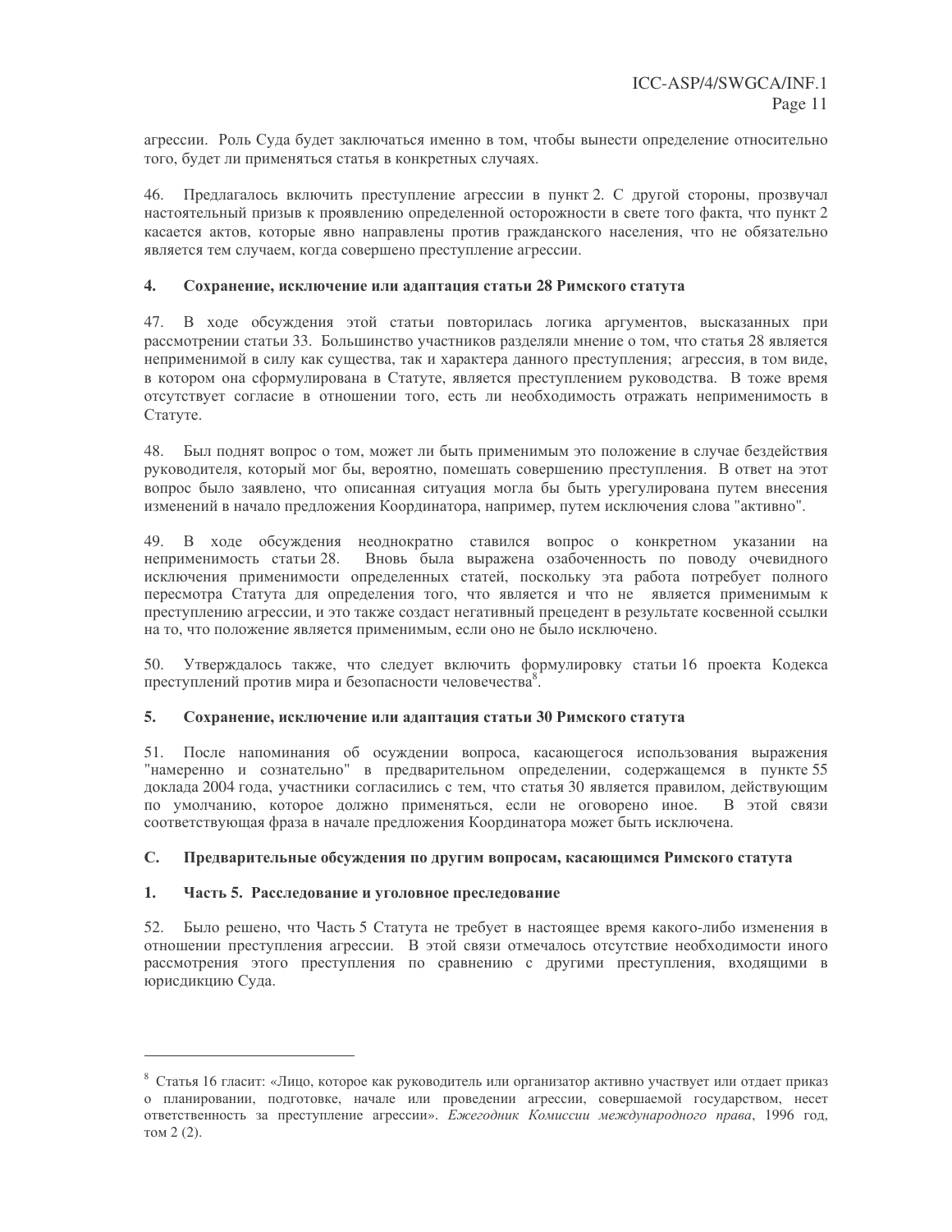агрессии. Роль Суда будет заключаться именно в том, чтобы вынести определение относительно того, будет ли применяться статья в конкретных случаях.

46. Предлагалось включить преступление агрессии в пункт 2. С другой стороны, прозвучал настоятельный призыв к проявлению определенной осторожности в свете того факта, что пункт 2 касается актов, которые явно направлены против гражданского населения, что не обязательно является тем случаем, когда совершено преступление агрессии.

### 4. Сохранение, исключение или адаптация статьи 28 Римского статута

47. В ходе обсуждения этой статьи повторилась логика аргументов, высказанных при рассмотрении статьи 33. Большинство участников разделяли мнение о том, что статья 28 является неприменимой в силу как существа, так и характера данного преступления; агрессия, в том виде, в котором она сформулирована в Статуте, является преступлением руководства. В тоже время отсутствует согласие в отношении того, есть ли необходимость отражать неприменимость в Статуте.

48. Был поднят вопрос о том, может ли быть применимым это положение в случае бездействия руководителя, который мог бы, вероятно, помешать совершению преступления. В ответ на этот вопрос было заявлено, что описанная ситуация могла бы быть урегулирована путем внесения изменений в начало предложения Координатора, например, путем исключения слова "активно".

49. В ходе обсуждения неоднократно ставился вопрос о конкретном указании на неприменимость статьи 28. Вновь была выражена озабоченность по поводу очевидного исключения применимости определенных статей, поскольку эта работа потребует полного пересмотра Статута для определения того, что является и что не является применимым к преступлению агрессии, и это также создаст негативный прецедент в результате косвенной ссылки на то, что положение является применимым, если оно не было исключено.

50. Утверждалось также, что следует включить формулировку статьи 16 проекта Кодекса преступлений против мира и безопасности человечества[8].

### 5. Сохранение, исключение или адаптация статьи 30 Римского статута

51. После напоминания об осуждении вопроса, касающегося использования выражения "намеренно и сознательно" в предварительном определении, содержащемся в пункте 55 доклада 2004 года, участники согласились с тем, что статья 30 является правилом, действующим по умолчанию, которое должно применяться, если не оговорено иное. В этой связи соответствующая фраза в начале предложения Координатора может быть исключена.

## C. Предварительные обсуждения по другим вопросам, касающимся Римского статута

### 1. Часть 5. Расследование и уголовное преследование

52. Было решено, что Часть 5 Статута не требует в настоящее время какого-либо изменения в отношении преступления агрессии. В этой связи отмечалось отсутствие необходимости иного рассмотрения этого преступления по сравнению с другими преступления, входящими в юрисдикцию Суда.

---

[8] Статья 16 гласит: «Лицо, которое как руководитель или организатор активно участвует или отдает приказ о планировании, подготовке, начале или проведении агрессии, совершаемой государством, несет ответственность за преступление агрессии». *Ежегодник Комиссии международного права*, 1996 год, том 2 (2).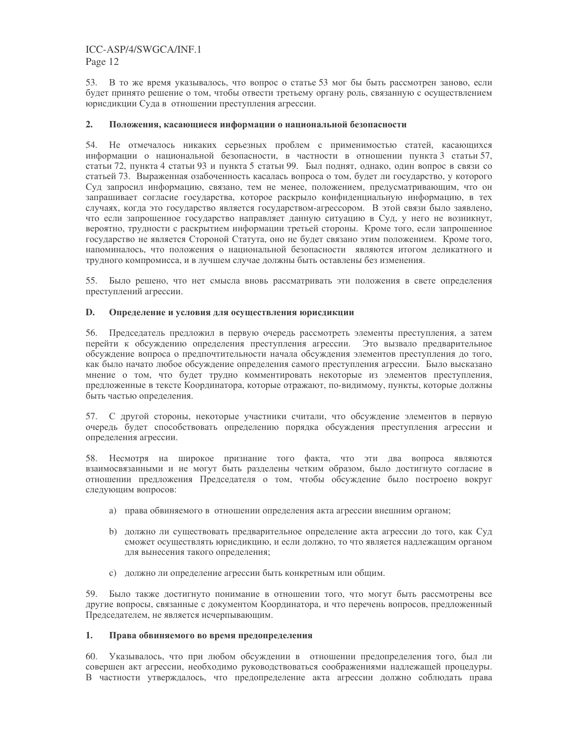53. В то же время указывалось, что вопрос о статье 53 мог бы быть рассмотрен заново, если будет принято решение о том, чтобы отвести третьему органу роль, связанную с осуществлением юрисдикции Суда в отношении преступления агрессии.

### 2. Положения, касающиеся информации о национальной безопасности

54. Не отмечалось никаких серьезных проблем с применимостью статей, касающихся информации о национальной безопасности, в частности в отношении пункта 3 статьи 57, статьи 72, пункта 4 статьи 93 и пункта 5 статьи 99. Был поднят, однако, один вопрос в связи со статьей 73. Выраженная озабоченность касалась вопроса о том, будет ли государство, у которого Суд запросил информацию, связано, тем не менее, положением, предусматривающим, что он запрашивает согласие государства, которое раскрыло конфиденциальную информацию, в тех случаях, когда это государство является государством-агрессором. В этой связи было заявлено, что если запрошенное государство направляет данную ситуацию в Суд, у него не возникнут, вероятно, трудности с раскрытием информации третьей стороны. Кроме того, если запрошенное государство не является Стороной Статута, оно не будет связано этим положением. Кроме того, напоминалось, что положения о национальной безопасности являются итогом деликатного и трудного компромисса, и в лучшем случае должны быть оставлены без изменения.

55. Было решено, что нет смысла вновь рассматривать эти положения в свете определения преступлений агрессии.

## D. Определение и условия для осуществления юрисдикции

56. Председатель предложил в первую очередь рассмотреть элементы преступления, а затем перейти к обсуждению определения преступления агрессии. Это вызвало предварительное обсуждение вопроса о предпочтительности начала обсуждения элементов преступления до того, как было начато любое обсуждение определения самого преступления агрессии. Было высказано мнение о том, что будет трудно комментировать некоторые из элементов преступления, предложенные в тексте Координатора, которые отражают, по-видимому, пункты, которые должны быть частью определения.

57. С другой стороны, некоторые участники считали, что обсуждение элементов в первую очередь будет способствовать определению порядка обсуждения преступления агрессии и определения агрессии.

58. Несмотря на широкое признание того факта, что эти два вопроса являются взаимосвязанными и не могут быть разделены четким образом, было достигнуто согласие в отношении предложения Председателя о том, чтобы обсуждение было построено вокруг следующим вопросов:

a) права обвиняемого в отношении определения акта агрессии внешним органом;

b) должно ли существовать предварительное определение акта агрессии до того, как Суд сможет осуществлять юрисдикцию, и если должно, то что является надлежащим органом для вынесения такого определения;

c) должно ли определение агрессии быть конкретным или общим.

59. Было также достигнуто понимание в отношении того, что могут быть рассмотрены все другие вопросы, связанные с документом Координатора, и что перечень вопросов, предложенный Председателем, не является исчерпывающим.

### 1. Права обвиняемого во время предопределения

60. Указывалось, что при любом обсуждении в отношении предопределения того, был ли совершен акт агрессии, необходимо руководствоваться соображениями надлежащей процедуры. В частности утверждалось, что предопределение акта агрессии должно соблюдать права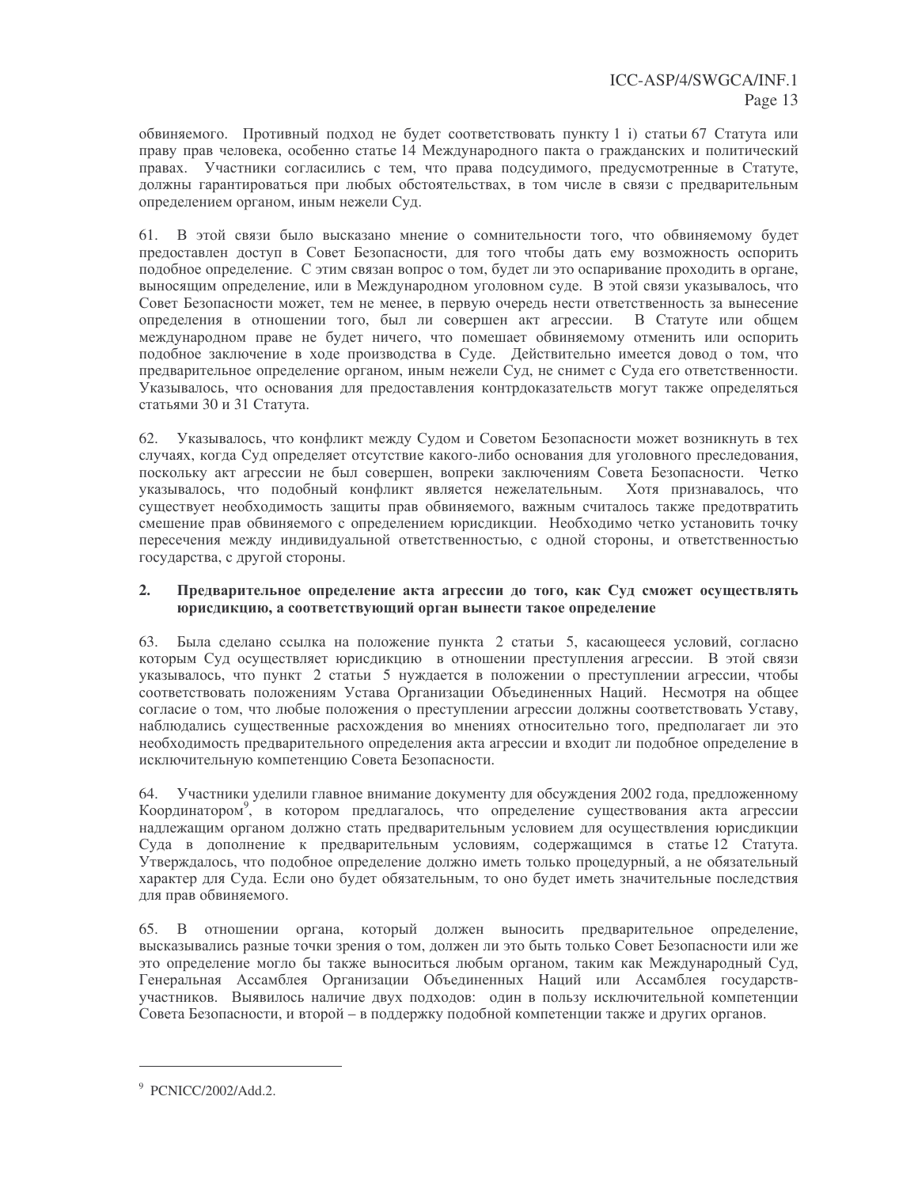обвиняемого. Противный подход не будет соответствовать пункту 1 i) статьи 67 Статута или праву прав человека, особенно статье 14 Международного пакта о гражданских и политический правах. Участники согласились с тем, что права подсудимого, предусмотренные в Статуте, должны гарантироваться при любых обстоятельствах, в том числе в связи с предварительным определением органом, иным нежели Суд.

61. В этой связи было высказано мнение о сомнительности того, что обвиняемому будет предоставлен доступ в Совет Безопасности, для того чтобы дать ему возможность оспорить подобное определение. С этим связан вопрос о том, будет ли это оспаривание проходить в органе, выносящим определение, или в Международном уголовном суде. В этой связи указывалось, что Совет Безопасности может, тем не менее, в первую очередь нести ответственность за вынесение определения в отношении того, был ли совершен акт агрессии. В Статуте или общем международном праве не будет ничего, что помешает обвиняемому отменить или оспорить подобное заключение в ходе производства в Суде. Действительно имеется довод о том, что предварительное определение органом, иным нежели Суд, не снимет с Суда его ответственности. Указывалось, что основания для предоставления контрдоказательств могут также определяться статьями 30 и 31 Статута.

62. Указывалось, что конфликт между Судом и Советом Безопасности может возникнуть в тех случаях, когда Суд определяет отсутствие какого-либо основания для уголовного преследования, поскольку акт агрессии не был совершен, вопреки заключениям Совета Безопасности. Четко указывалось, что подобный конфликт является нежелательным. Хотя признавалось, что существует необходимость защиты прав обвиняемого, важным считалось также предотвратить смешение прав обвиняемого с определением юрисдикции. Необходимо четко установить точку пересечения между индивидуальной ответственностью, с одной стороны, и ответственностью государства, с другой стороны.

### 2. Предварительное определение акта агрессии до того, как Суд сможет осуществлять юрисдикцию, а соответствующий орган вынести такое определение

63. Была сделано ссылка на положение пункта 2 статьи 5, касающееся условий, согласно которым Суд осуществляет юрисдикцию в отношении преступления агрессии. В этой связи указывалось, что пункт 2 статьи 5 нуждается в положении о преступлении агрессии, чтобы соответствовать положениям Устава Организации Объединенных Наций. Несмотря на общее согласие о том, что любые положения о преступлении агрессии должны соответствовать Уставу, наблюдались существенные расхождения во мнениях относительно того, предполагает ли это необходимость предварительного определения акта агрессии и входит ли подобное определение в исключительную компетенцию Совета Безопасности.

64. Участники уделили главное внимание документу для обсуждения 2002 года, предложенному Координатором[9], в котором предлагалось, что определение существования акта агрессии надлежащим органом должно стать предварительным условием для осуществления юрисдикции Суда в дополнение к предварительным условиям, содержащимся в статье 12 Статута. Утверждалось, что подобное определение должно иметь только процедурный, а не обязательный характер для Суда. Если оно будет обязательным, то оно будет иметь значительные последствия для прав обвиняемого.

65. В отношении органа, который должен выносить предварительное определение, высказывались разные точки зрения о том, должен ли это быть только Совет Безопасности или же это определение могло бы также выноситься любым органом, таким как Международный Суд, Генеральная Ассамблея Организации Объединенных Наций или Ассамблея государств-участников. Выявилось наличие двух подходов: один в пользу исключительной компетенции Совета Безопасности, и второй – в поддержку подобной компетенции также и других органов.

---

[9] PCNICC/2002/Add.2.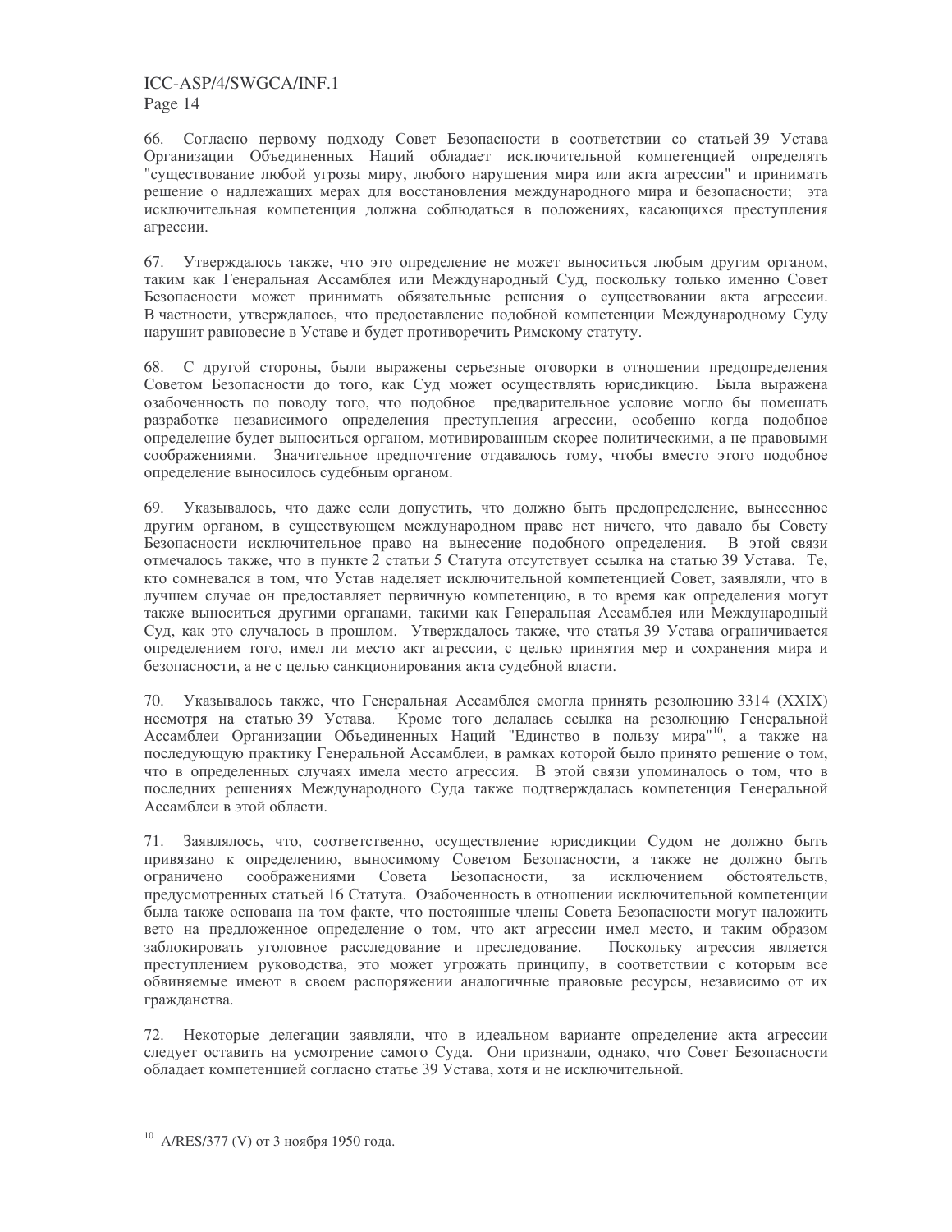66. Согласно первому подходу Совет Безопасности в соответствии со статьей 39 Устава Организации Объединенных Наций обладает исключительной компетенцией определять "существование любой угрозы миру, любого нарушения мира или акта агрессии" и принимать решение о надлежащих мерах для восстановления международного мира и безопасности; эта исключительная компетенция должна соблюдаться в положениях, касающихся преступления агрессии.

67. Утверждалось также, что это определение не может выноситься любым другим органом, таким как Генеральная Ассамблея или Международный Суд, поскольку только именно Совет Безопасности может принимать обязательные решения о существовании акта агрессии. В частности, утверждалось, что предоставление подобной компетенции Международному Суду нарушит равновесие в Уставе и будет противоречить Римскому статуту.

68. С другой стороны, были выражены серьезные оговорки в отношении предопределения Советом Безопасности до того, как Суд может осуществлять юрисдикцию. Была выражена озабоченность по поводу того, что подобное предварительное условие могло бы помешать разработке независимого определения преступления агрессии, особенно когда подобное определение будет выноситься органом, мотивированным скорее политическими, а не правовыми соображениями. Значительное предпочтение отдавалось тому, чтобы вместо этого подобное определение выносилось судебным органом.

69. Указывалось, что даже если допустить, что должно быть предопределение, вынесенное другим органом, в существующем международном праве нет ничего, что давало бы Совету Безопасности исключительное право на вынесение подобного определения. В этой связи отмечалось также, что в пункте 2 статьи 5 Статута отсутствует ссылка на статью 39 Устава. Те, кто сомневался в том, что Устав наделяет исключительной компетенцией Совет, заявляли, что в лучшем случае он предоставляет первичную компетенцию, в то время как определения могут также выноситься другими органами, такими как Генеральная Ассамблея или Международный Суд, как это случалось в прошлом. Утверждалось также, что статья 39 Устава ограничивается определением того, имел ли место акт агрессии, с целью принятия мер и сохранения мира и безопасности, а не с целью санкционирования акта судебной власти.

70. Указывалось также, что Генеральная Ассамблея смогла принять резолюцию 3314 (XXIX) несмотря на статью 39 Устава. Кроме того делалась ссылка на резолюцию Генеральной Ассамблеи Организации Объединенных Наций "Единство в пользу мира"[10], а также на последующую практику Генеральной Ассамблеи, в рамках которой было принято решение о том, что в определенных случаях имела место агрессия. В этой связи упоминалось о том, что в последних решениях Международного Суда также подтверждалась компетенция Генеральной Ассамблеи в этой области.

71. Заявлялось, что, соответственно, осуществление юрисдикции Судом не должно быть привязано к определению, выносимому Советом Безопасности, а также не должно быть ограничено соображениями Совета Безопасности, за исключением обстоятельств, предусмотренных статьей 16 Статута. Озабоченность в отношении исключительной компетенции была также основана на том факте, что постоянные члены Совета Безопасности могут наложить вето на предложенное определение о том, что акт агрессии имел место, и таким образом заблокировать уголовное расследование и преследование. Поскольку агрессия является преступлением руководства, это может угрожать принципу, в соответствии с которым все обвиняемые имеют в своем распоряжении аналогичные правовые ресурсы, независимо от их гражданства.

72. Некоторые делегации заявляли, что в идеальном варианте определение акта агрессии следует оставить на усмотрение самого Суда. Они признали, однако, что Совет Безопасности обладает компетенцией согласно статье 39 Устава, хотя и не исключительной.

---

[10] A/RES/377 (V) от 3 ноября 1950 года.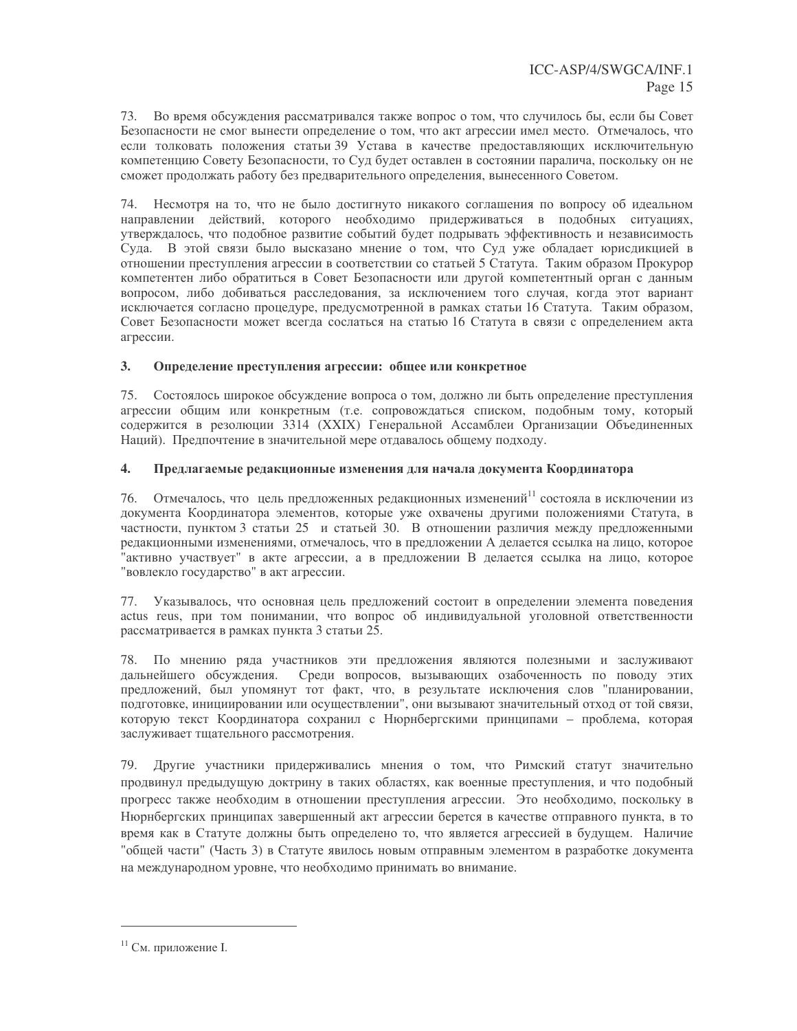73. Во время обсуждения рассматривался также вопрос о том, что случилось бы, если бы Совет Безопасности не смог вынести определение о том, что акт агрессии имел место. Отмечалось, что если толковать положения статьи 39 Устава в качестве предоставляющих исключительную компетенцию Совету Безопасности, то Суд будет оставлен в состоянии паралича, поскольку он не сможет продолжать работу без предварительного определения, вынесенного Советом.

74. Несмотря на то, что не было достигнуто никакого соглашения по вопросу об идеальном направлении действий, которого необходимо придерживаться в подобных ситуациях, утверждалось, что подобное развитие событий будет подрывать эффективность и независимость Суда. В этой связи было высказано мнение о том, что Суд уже обладает юрисдикцией в отношении преступления агрессии в соответствии со статьей 5 Статута. Таким образом Прокурор компетентен либо обратиться в Совет Безопасности или другой компетентный орган с данным вопросом, либо добиваться расследования, за исключением того случая, когда этот вариант исключается согласно процедуре, предусмотренной в рамках статьи 16 Статута. Таким образом, Совет Безопасности может всегда сослаться на статью 16 Статута в связи с определением акта агрессии.

### 3. Определение преступления агрессии: общее или конкретное

75. Состоялось широкое обсуждение вопроса о том, должно ли быть определение преступления агрессии общим или конкретным (т.е. сопровождаться списком, подобным тому, который содержится в резолюции 3314 (XXIX) Генеральной Ассамблеи Организации Объединенных Наций). Предпочтение в значительной мере отдавалось общему подходу.

### 4. Предлагаемые редакционные изменения для начала документа Координатора

76. Отмечалось, что цель предложенных редакционных изменений[11] состояла в исключении из документа Координатора элементов, которые уже охвачены другими положениями Статута, в частности, пунктом 3 статьи 25 и статьей 30. В отношении различия между предложенными редакционными изменениями, отмечалось, что в предложении A делается ссылка на лицо, которое "активно участвует" в акте агрессии, а в предложении B делается ссылка на лицо, которое "вовлекло государство" в акт агрессии.

77. Указывалось, что основная цель предложений состоит в определении элемента поведения actus reus, при том понимании, что вопрос об индивидуальной уголовной ответственности рассматривается в рамках пункта 3 статьи 25.

78. По мнению ряда участников эти предложения являются полезными и заслуживают дальнейшего обсуждения. Среди вопросов, вызывающих озабоченность по поводу этих предложений, был упомянут тот факт, что, в результате исключения слов "планировании, подготовке, инициировании или осуществлении", они вызывают значительный отход от той связи, которую текст Координатора сохранил с Нюрнбергскими принципами – проблема, которая заслуживает тщательного рассмотрения.

79. Другие участники придерживались мнения о том, что Римский статут значительно продвинул предыдущую доктрину в таких областях, как военные преступления, и что подобный прогресс также необходим в отношении преступления агрессии. Это необходимо, поскольку в Нюрнбергских принципах завершенный акт агрессии берется в качестве отправного пункта, в то время как в Статуте должны быть определено то, что является агрессией в будущем. Наличие "общей части" (Часть 3) в Статуте явилось новым отправным элементом в разработке документа на международном уровне, что необходимо принимать во внимание.

---

[11] См. приложение I.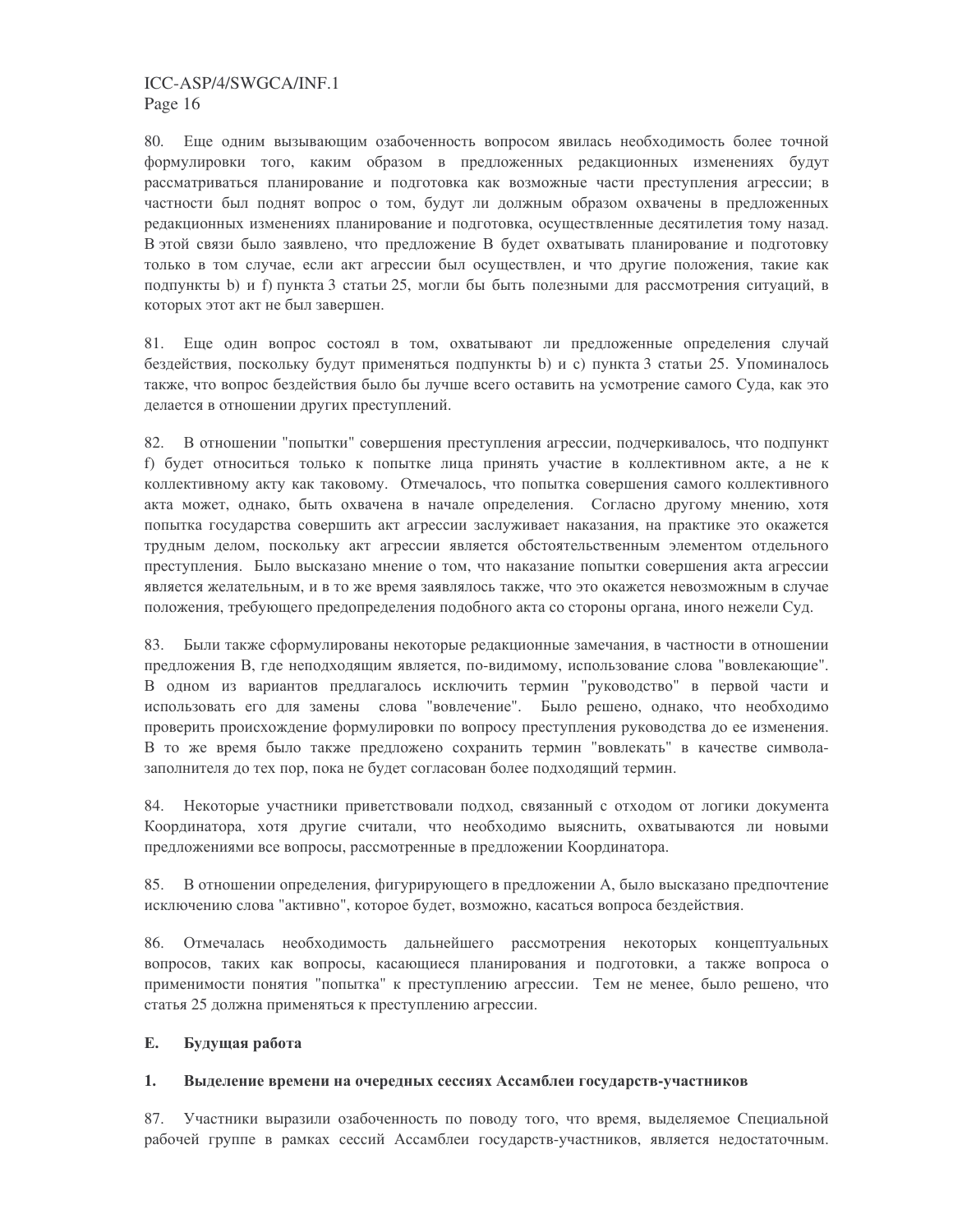80. Еще одним вызывающим озабоченность вопросом явилась необходимость более точной формулировки того, каким образом в предложенных редакционных изменениях будут рассматриваться планирование и подготовка как возможные части преступления агрессии; в частности был поднят вопрос о том, будут ли должным образом охвачены в предложенных редакционных изменениях планирование и подготовка, осуществленные десятилетия тому назад. В этой связи было заявлено, что предложение B будет охватывать планирование и подготовку только в том случае, если акт агрессии был осуществлен, и что другие положения, такие как подпункты b) и f) пункта 3 статьи 25, могли бы быть полезными для рассмотрения ситуаций, в которых этот акт не был завершен.

81. Еще один вопрос состоял в том, охватывают ли предложенные определения случай бездействия, поскольку будут применяться подпункты b) и c) пункта 3 статьи 25. Упоминалось также, что вопрос бездействия было бы лучше всего оставить на усмотрение самого Суда, как это делается в отношении других преступлений.

82. В отношении "попытки" совершения преступления агрессии, подчеркивалось, что подпункт f) будет относиться только к попытке лица принять участие в коллективном акте, а не к коллективному акту как таковому. Отмечалось, что попытка совершения самого коллективного акта может, однако, быть охвачена в начале определения. Согласно другому мнению, хотя попытка государства совершить акт агрессии заслуживает наказания, на практике это окажется трудным делом, поскольку акт агрессии является обстоятельственным элементом отдельного преступления. Было высказано мнение о том, что наказание попытки совершения акта агрессии является желательным, и в то же время заявлялось также, что это окажется невозможным в случае положения, требующего предопределения подобного акта со стороны органа, иного нежели Суд.

83. Были также сформулированы некоторые редакционные замечания, в частности в отношении предложения B, где неподходящим является, по-видимому, использование слова "вовлекающие". В одном из вариантов предлагалось исключить термин "руководство" в первой части и использовать его для замены слова "вовлечение". Было решено, однако, что необходимо проверить происхождение формулировки по вопросу преступления руководства до ее изменения. В то же время было также предложено сохранить термин "вовлекать" в качестве символа-заполнителя до тех пор, пока не будет согласован более подходящий термин.

84. Некоторые участники приветствовали подход, связанный с отходом от логики документа Координатора, хотя другие считали, что необходимо выяснить, охватываются ли новыми предложениями все вопросы, рассмотренные в предложении Координатора.

85. В отношении определения, фигурирующего в предложении A, было высказано предпочтение исключению слова "активно", которое будет, возможно, касаться вопроса бездействия.

86. Отмечалась необходимость дальнейшего рассмотрения некоторых концептуальных вопросов, таких как вопросы, касающиеся планирования и подготовки, а также вопроса о применимости понятия "попытка" к преступлению агрессии. Тем не менее, было решено, что статья 25 должна применяться к преступлению агрессии.

## E. Будущая работа

### 1. Выделение времени на очередных сессиях Ассамблеи государств-участников

87. Участники выразили озабоченность по поводу того, что время, выделяемое Специальной рабочей группе в рамках сессий Ассамблеи государств-участников, является недостаточным.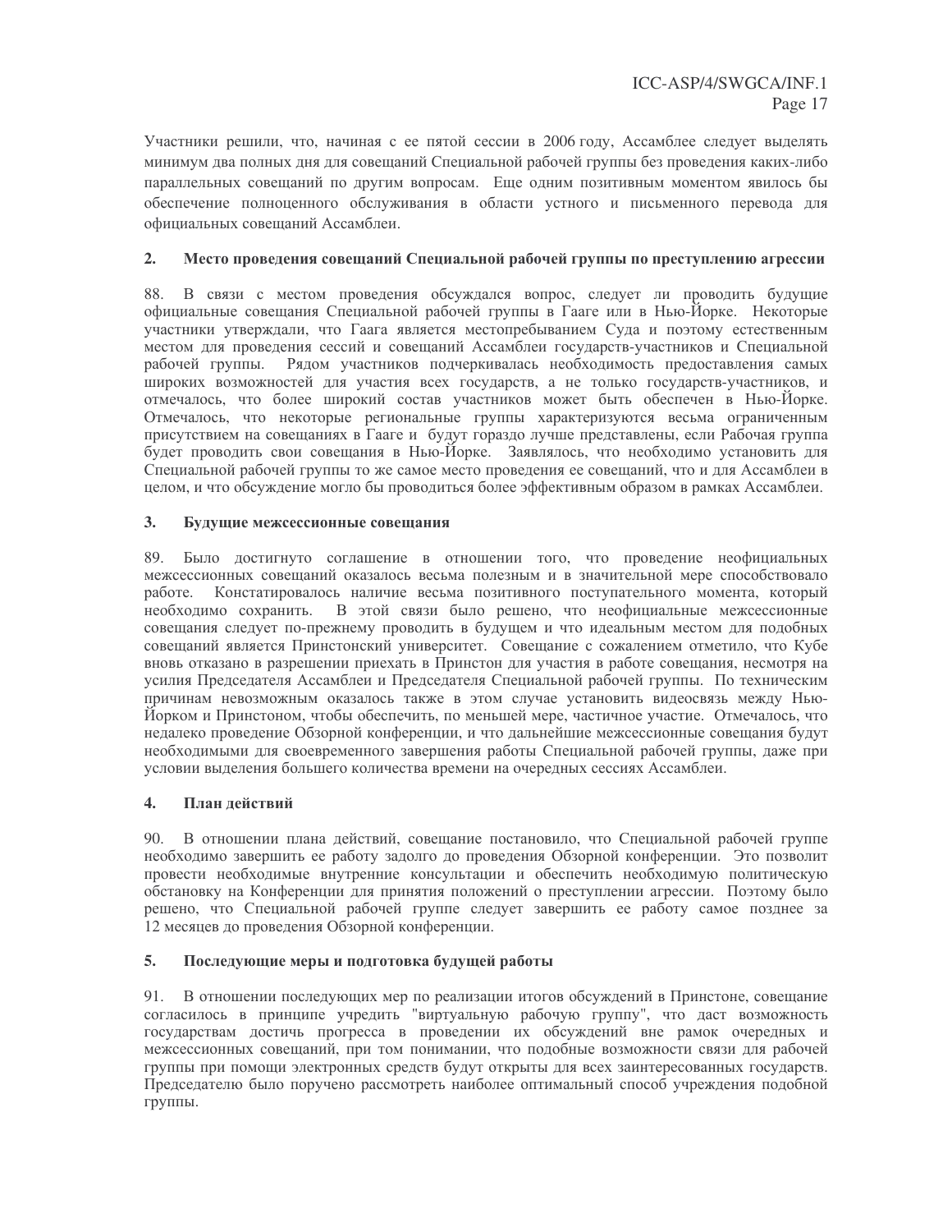Участники решили, что, начиная с ее пятой сессии в 2006 году, Ассамблее следует выделять минимум два полных дня для совещаний Специальной рабочей группы без проведения каких-либо параллельных совещаний по другим вопросам. Еще одним позитивным моментом явилось бы обеспечение полноценного обслуживания в области устного и письменного перевода для официальных совещаний Ассамблеи.

### 2. Место проведения совещаний Специальной рабочей группы по преступлению агрессии

88. В связи с местом проведения обсуждался вопрос, следует ли проводить будущие официальные совещания Специальной рабочей группы в Гааге или в Нью-Йорке. Некоторые участники утверждали, что Гаага является местопребыванием Суда и поэтому естественным местом для проведения сессий и совещаний Ассамблеи государств-участников и Специальной рабочей группы. Рядом участников подчеркивалась необходимость предоставления самых широких возможностей для участия всех государств, а не только государств-участников, и отмечалось, что более широкий состав участников может быть обеспечен в Нью-Йорке. Отмечалось, что некоторые региональные группы характеризуются весьма ограниченным присутствием на совещаниях в Гааге и будут гораздо лучше представлены, если Рабочая группа будет проводить свои совещания в Нью-Йорке. Заявлялось, что необходимо установить для Специальной рабочей группы то же самое место проведения ее совещаний, что и для Ассамблеи в целом, и что обсуждение могло бы проводиться более эффективным образом в рамках Ассамблеи.

### 3. Будущие межсессионные совещания

89. Было достигнуто соглашение в отношении того, что проведение неофициальных межсессионных совещаний оказалось весьма полезным и в значительной мере способствовало работе. Констатировалось наличие весьма позитивного поступательного момента, который необходимо сохранить. В этой связи было решено, что неофициальные межсессионные совещания следует по-прежнему проводить в будущем и что идеальным местом для подобных совещаний является Принстонский университет. Совещание с сожалением отметило, что Кубе вновь отказано в разрешении приехать в Принстон для участия в работе совещания, несмотря на усилия Председателя Ассамблеи и Председателя Специальной рабочей группы. По техническим причинам невозможным оказалось также в этом случае установить видеосвязь между Нью-Йорком и Принстоном, чтобы обеспечить, по меньшей мере, частичное участие. Отмечалось, что недалеко проведение Обзорной конференции, и что дальнейшие межсессионные совещания будут необходимыми для своевременного завершения работы Специальной рабочей группы, даже при условии выделения большего количества времени на очередных сессиях Ассамблеи.

### 4. План действий

90. В отношении плана действий, совещание постановило, что Специальной рабочей группе необходимо завершить ее работу задолго до проведения Обзорной конференции. Это позволит провести необходимые внутренние консультации и обеспечить необходимую политическую обстановку на Конференции для принятия положений о преступлении агрессии. Поэтому было решено, что Специальной рабочей группе следует завершить ее работу самое позднее за 12 месяцев до проведения Обзорной конференции.

### 5. Последующие меры и подготовка будущей работы

91. В отношении последующих мер по реализации итогов обсуждений в Принстоне, совещание согласилось в принципе учредить "виртуальную рабочую группу", что даст возможность государствам достичь прогресса в проведении их обсуждений вне рамок очередных и межсессионных совещаний, при том понимании, что подобные возможности связи для рабочей группы при помощи электронных средств будут открыты для всех заинтересованных государств. Председателю было поручено рассмотреть наиболее оптимальный способ учреждения подобной группы.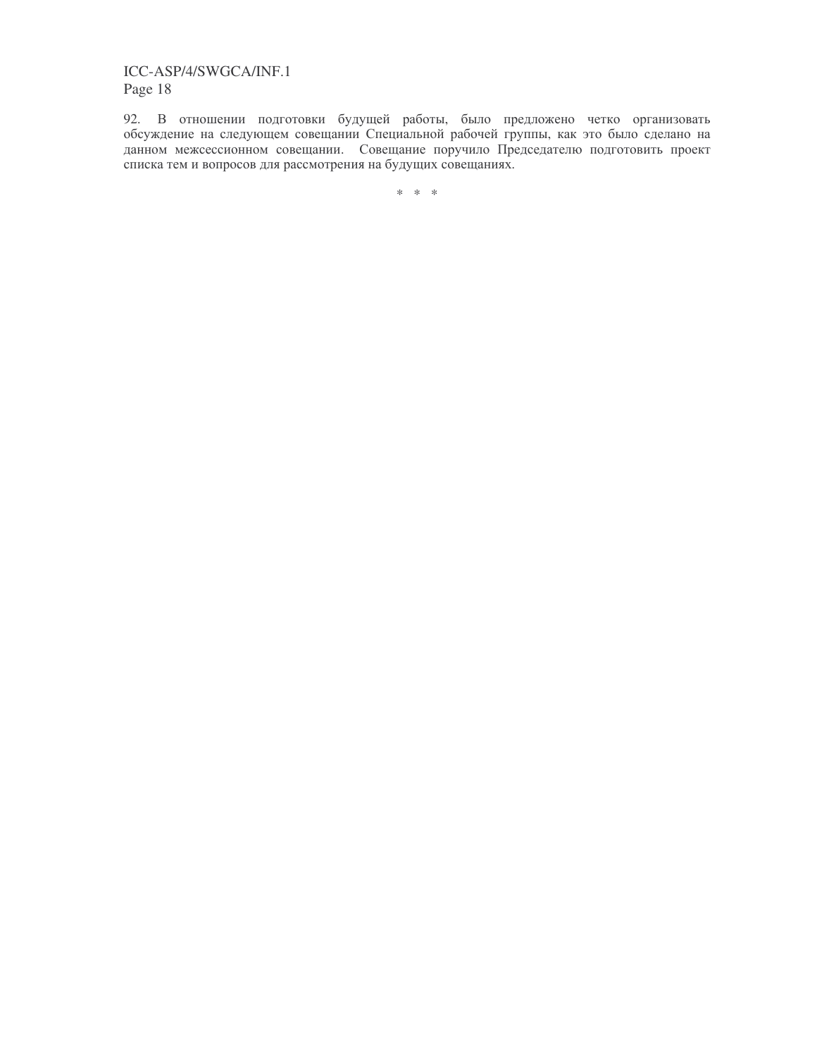92. В отношении подготовки будущей работы, было предложено четко организовать обсуждение на следующем совещании Специальной рабочей группы, как это было сделано на данном межсессионном совещании. Совещание поручило Председателю подготовить проект списка тем и вопросов для рассмотрения на будущих совещаниях.

\* \* \*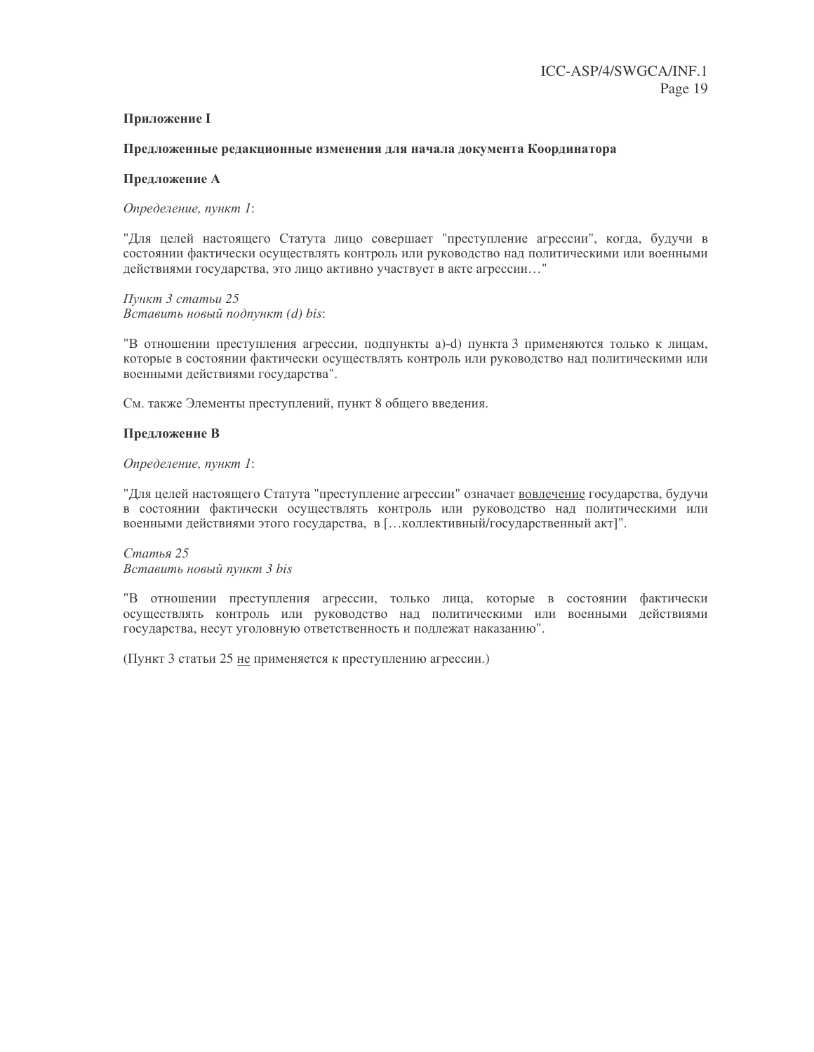**Приложение I**

**Предложенные редакционные изменения для начала документа Координатора**

**Предложение A**

*Определение, пункт 1*:

"Для целей настоящего Статута лицо совершает "преступление агрессии", когда, будучи в состоянии фактически осуществлять контроль или руководство над политическими или военными действиями государства, это лицо активно участвует в акте агрессии…"

*Пункт 3 статьи 25*
*Вставить новый подпункт (d) bis*:

"В отношении преступления агрессии, подпункты a)-d) пункта 3 применяются только к лицам, которые в состоянии фактически осуществлять контроль или руководство над политическими или военными действиями государства".

См. также Элементы преступлений, пункт 8 общего введения.

**Предложение B**

*Определение, пункт 1*:

"Для целей настоящего Статута "преступление агрессии" означает <u>вовлечение</u> государства, будучи в состоянии фактически осуществлять контроль или руководство над политическими или военными действиями этого государства, в […коллективный/государственный акт]".

*Статья 25*
*Вставить новый пункт 3 bis*

"В отношении преступления агрессии, только лица, которые в состоянии фактически осуществлять контроль или руководство над политическими или военными действиями государства, несут уголовную ответственность и подлежат наказанию".

(Пункт 3 статьи 25 <u>не</u> применяется к преступлению агрессии.)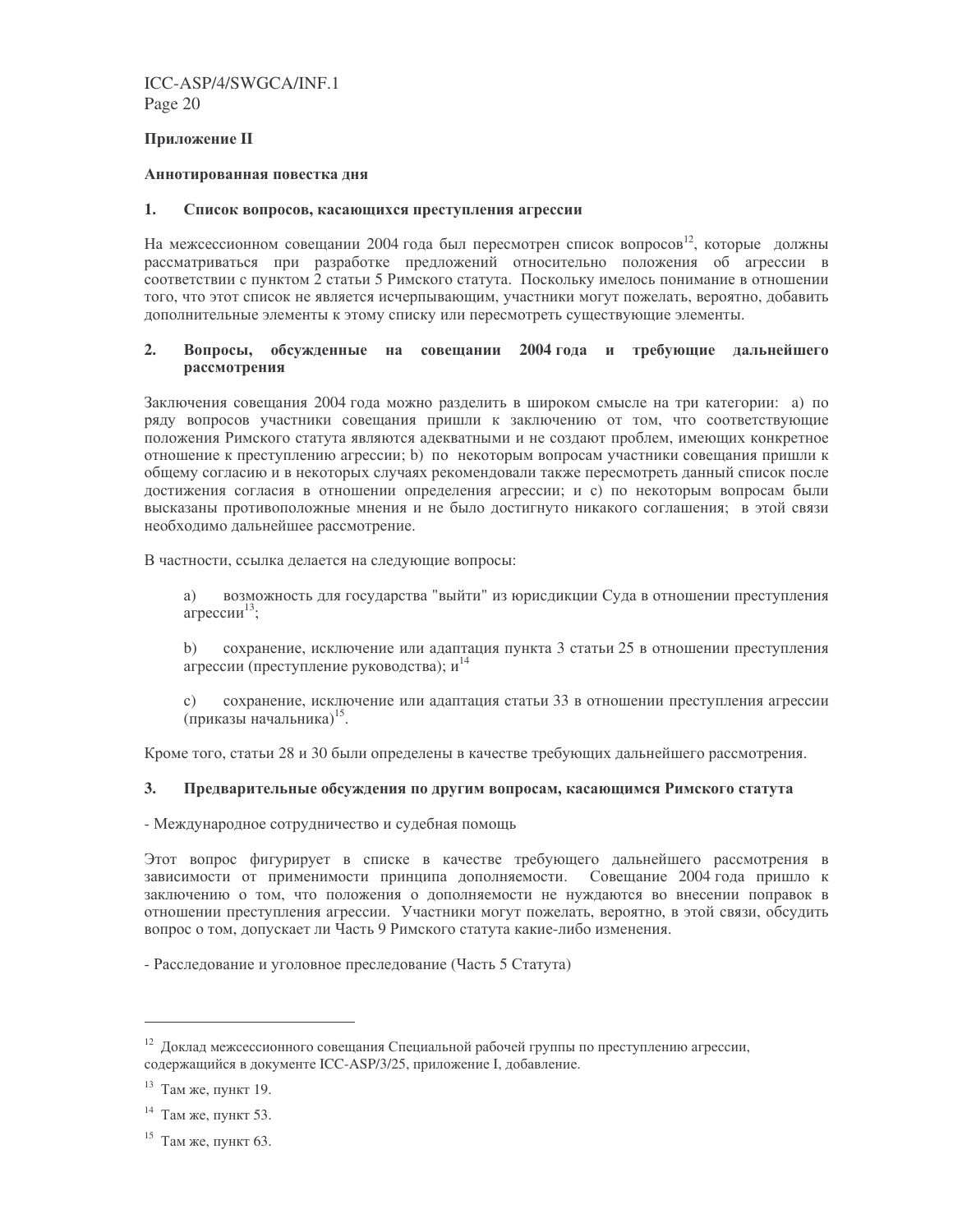## Приложение II

### Аннотированная повестка дня

### 1. Список вопросов, касающихся преступления агрессии

На межсессионном совещании 2004 года был пересмотрен список вопросов[12], которые должны рассматриваться при разработке предложений относительно положения об агрессии в соответствии с пунктом 2 статьи 5 Римского статута. Поскольку имелось понимание в отношении того, что этот список не является исчерпывающим, участники могут пожелать, вероятно, добавить дополнительные элементы к этому списку или пересмотреть существующие элементы.

### 2. Вопросы, обсужденные на совещании 2004 года и требующие дальнейшего рассмотрения

Заключения совещания 2004 года можно разделить в широком смысле на три категории: a) по ряду вопросов участники совещания пришли к заключению от том, что соответствующие положения Римского статута являются адекватными и не создают проблем, имеющих конкретное отношение к преступлению агрессии; b) по некоторым вопросам участники совещания пришли к общему согласию и в некоторых случаях рекомендовали также пересмотреть данный список после достижения согласия в отношении определения агрессии; и c) по некоторым вопросам были высказаны противоположные мнения и не было достигнуто никакого соглашения; в этой связи необходимо дальнейшее рассмотрение.

В частности, ссылка делается на следующие вопросы:

a) возможность для государства "выйти" из юрисдикции Суда в отношении преступления агрессии[13];

b) сохранение, исключение или адаптация пункта 3 статьи 25 в отношении преступления агрессии (преступление руководства); и[14]

c) сохранение, исключение или адаптация статьи 33 в отношении преступления агрессии (приказы начальника)[15].

Кроме того, статьи 28 и 30 были определены в качестве требующих дальнейшего рассмотрения.

### 3. Предварительные обсуждения по другим вопросам, касающимся Римского статута

- Международное сотрудничество и судебная помощь

Этот вопрос фигурирует в списке в качестве требующего дальнейшего рассмотрения в зависимости от применимости принципа дополняемости. Совещание 2004 года пришло к заключению о том, что положения о дополняемости не нуждаются во внесении поправок в отношении преступления агрессии. Участники могут пожелать, вероятно, в этой связи, обсудить вопрос о том, допускает ли Часть 9 Римского статута какие-либо изменения.

- Расследование и уголовное преследование (Часть 5 Статута)

---

[12] Доклад межсессионного совещания Специальной рабочей группы по преступлению агрессии, содержащийся в документе ICC-ASP/3/25, приложение I, добавление.

[13] Там же, пункт 19.

[14] Там же, пункт 53.

[15] Там же, пункт 63.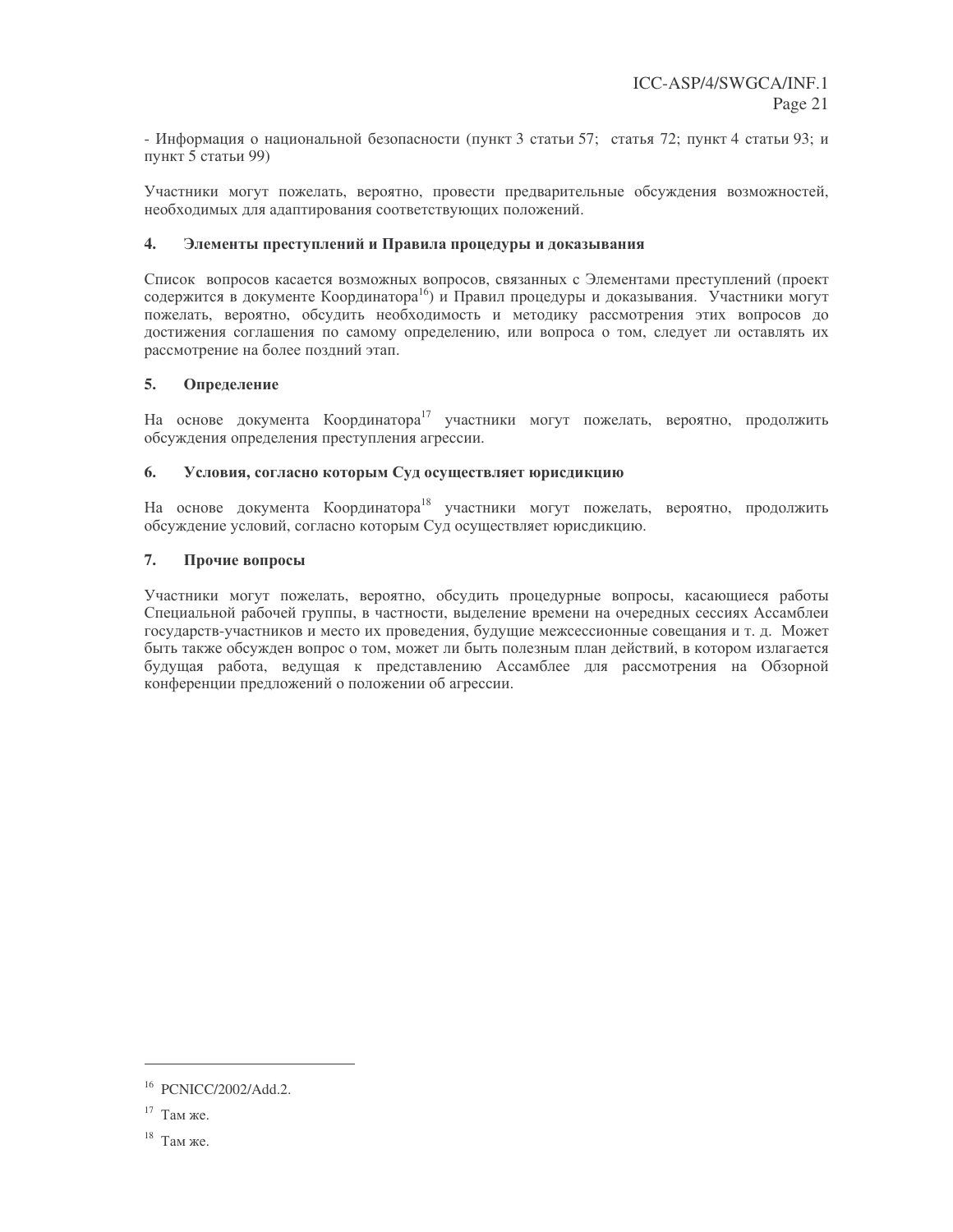- Информация о национальной безопасности (пункт 3 статьи 57; статья 72; пункт 4 статьи 93; и пункт 5 статьи 99)

Участники могут пожелать, вероятно, провести предварительные обсуждения возможностей, необходимых для адаптирования соответствующих положений.

### 4. Элементы преступлений и Правила процедуры и доказывания

Список вопросов касается возможных вопросов, связанных с Элементами преступлений (проект содержится в документе Координатора[16]) и Правил процедуры и доказывания. Участники могут пожелать, вероятно, обсудить необходимость и методику рассмотрения этих вопросов до достижения соглашения по самому определению, или вопроса о том, следует ли оставлять их рассмотрение на более поздний этап.

### 5. Определение

На основе документа Координатора[17] участники могут пожелать, вероятно, продолжить обсуждения определения преступления агрессии.

### 6. Условия, согласно которым Суд осуществляет юрисдикцию

На основе документа Координатора[18] участники могут пожелать, вероятно, продолжить обсуждение условий, согласно которым Суд осуществляет юрисдикцию.

### 7. Прочие вопросы

Участники могут пожелать, вероятно, обсудить процедурные вопросы, касающиеся работы Специальной рабочей группы, в частности, выделение времени на очередных сессиях Ассамблеи государств-участников и место их проведения, будущие межсессионные совещания и т. д. Может быть также обсужден вопрос о том, может ли быть полезным план действий, в котором излагается будущая работа, ведущая к представлению Ассамблее для рассмотрения на Обзорной конференции предложений о положении об агрессии.

---

[16] PCNICC/2002/Add.2.

[17] Там же.

[18] Там же.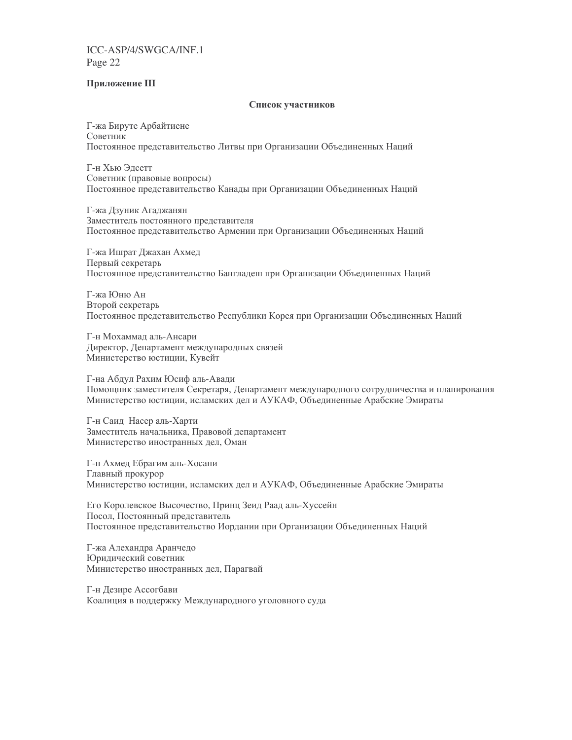**Приложение III**

**Список участников**

Г-жа Бируте Арбайтиене
Советник
Постоянное представительство Литвы при Организации Объединенных Наций

Г-н Хью Эдсетт
Советник (правовые вопросы)
Постоянное представительство Канады при Организации Объединенных Наций

Г-жа Дзуник Агаджанян
Заместитель постоянного представителя
Постоянное представительство Армении при Организации Объединенных Наций

Г-жа Ишрат Джахан Ахмед
Первый секретарь
Постоянное представительство Бангладеш при Организации Объединенных Наций

Г-жа Юню Ан
Второй секретарь
Постоянное представительство Республики Корея при Организации Объединенных Наций

Г-н Мохаммад аль-Ансари
Директор, Департамент международных связей
Министерство юстиции, Кувейт

Г-на Абдул Рахим Юсиф аль-Авади
Помощник заместителя Секретаря, Департамент международного сотрудничества и планирования
Министерство юстиции, исламских дел и АУКАФ, Объединенные Арабские Эмираты

Г-н Саид Насер аль-Харти
Заместитель начальника, Правовой департамент
Министерство иностранных дел, Оман

Г-н Ахмед Ебрагим аль-Хосани
Главный прокурор
Министерство юстиции, исламских дел и АУКАФ, Объединенные Арабские Эмираты

Его Королевское Высочество, Принц Зеид Раад аль-Хуссейн
Посол, Постоянный представитель
Постоянное представительство Иордании при Организации Объединенных Наций

Г-жа Александра Аранчедо
Юридический советник
Министерство иностранных дел, Парагвай

Г-н Дезире Ассогбави
Коалиция в поддержку Международного уголовного суда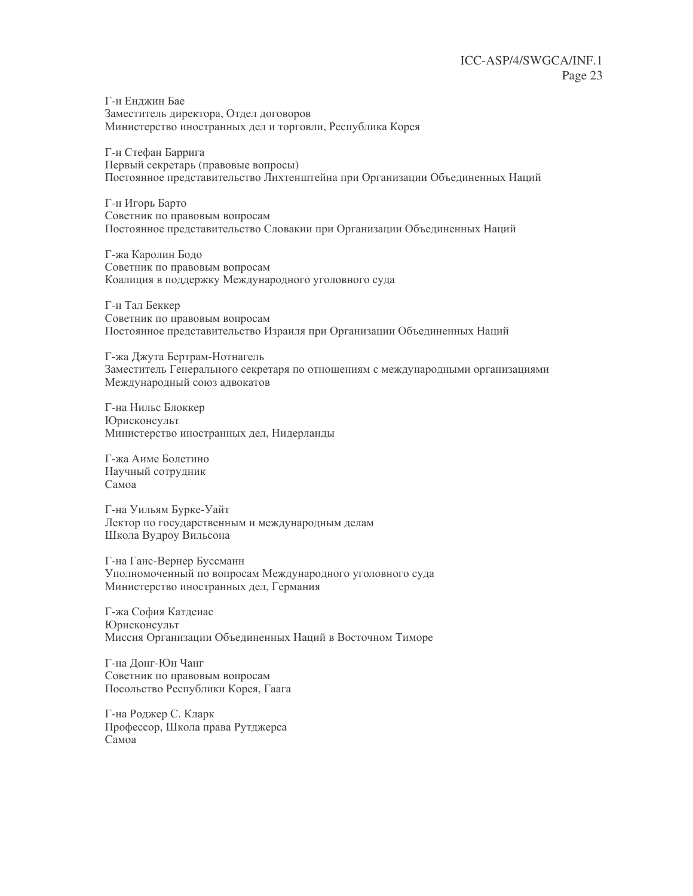Г-н Енджин Бае
Заместитель директора, Отдел договоров
Министерство иностранных дел и торговли, Республика Корея

Г-н Стефан Баррига
Первый секретарь (правовые вопросы)
Постоянное представительство Лихтенштейна при Организации Объединенных Наций

Г-н Игорь Барто
Советник по правовым вопросам
Постоянное представительство Словакии при Организации Объединенных Наций

Г-жа Каролин Бодо
Советник по правовым вопросам
Коалиция в поддержку Международного уголовного суда

Г-н Тал Беккер
Советник по правовым вопросам
Постоянное представительство Израиля при Организации Объединенных Наций

Г-жа Джута Бертрам-Нотнагель
Заместитель Генерального секретаря по отношениям с международными организациями
Международный союз адвокатов

Г-на Нильс Блоккер
Юрисконсульт
Министерство иностранных дел, Нидерланды

Г-жа Аиме Болетино
Научный сотрудник
Самоа

Г-на Уильям Бурке-Уайт
Лектор по государственным и международным делам
Школа Вудроу Вильсона

Г-на Ганс-Вернер Буссманн
Уполномоченный по вопросам Международного уголовного суда
Министерство иностранных дел, Германия

Г-жа София Катдеиас
Юрисконсульт
Миссия Организации Объединенных Наций в Восточном Тиморе

Г-на Донг-Юн Чанг
Советник по правовым вопросам
Посольство Республики Корея, Гаага

Г-на Роджер С. Кларк
Профессор, Школа права Рутджерса
Самоа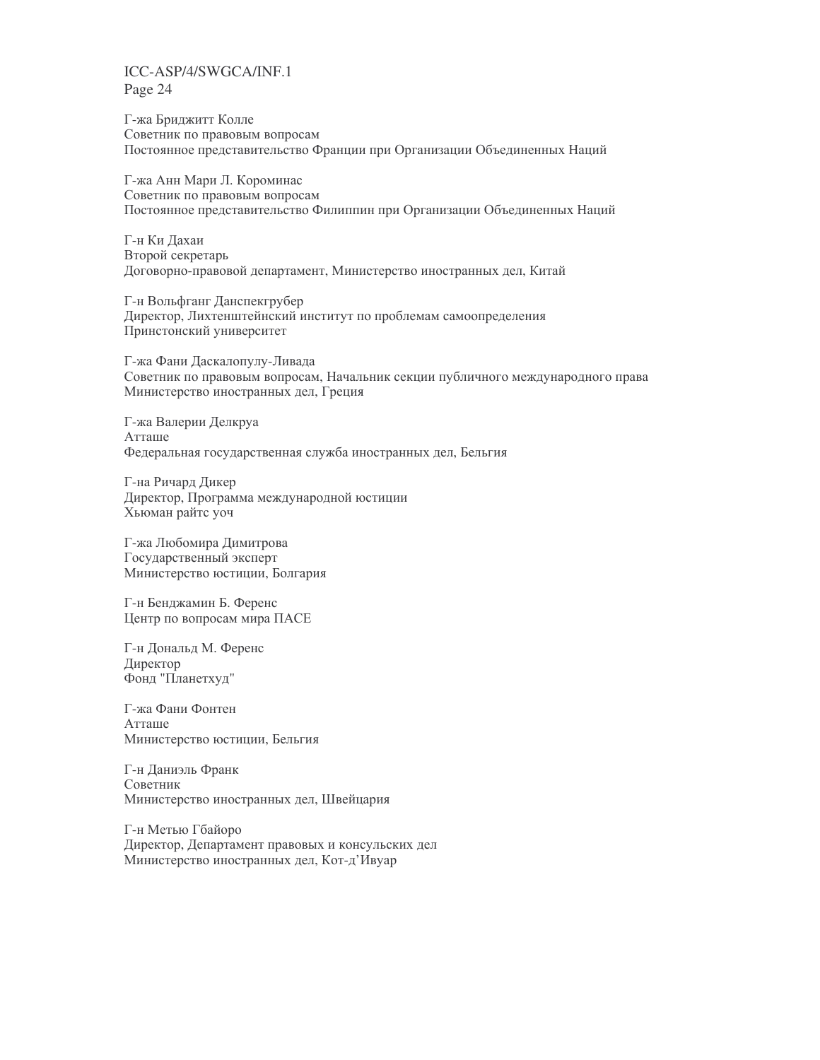Г-жа Бриджитт Колле
Советник по правовым вопросам
Постоянное представительство Франции при Организации Объединенных Наций

Г-жа Анн Мари Л. Короминас
Советник по правовым вопросам
Постоянное представительство Филиппин при Организации Объединенных Наций

Г-н Ки Дахаи
Второй секретарь
Договорно-правовой департамент, Министерство иностранных дел, Китай

Г-н Вольфганг Данспекгрубер
Директор, Лихтенштейнский институт по проблемам самоопределения
Принстонский университет

Г-жа Фани Даскалопулу-Ливада
Советник по правовым вопросам, Начальник секции публичного международного права
Министерство иностранных дел, Греция

Г-жа Валерии Делкруа
Атташе
Федеральная государственная служба иностранных дел, Бельгия

Г-на Ричард Дикер
Директор, Программа международной юстиции
Хьюман райтс уоч

Г-жа Любомира Димитрова
Государственный эксперт
Министерство юстиции, Болгария

Г-н Бенджамин Б. Ференс
Центр по вопросам мира ПАСЕ

Г-н Дональд М. Ференс
Директор
Фонд "Планетхуд"

Г-жа Фани Фонтен
Атташе
Министерство юстиции, Бельгия

Г-н Даниэль Франк
Советник
Министерство иностранных дел, Швейцария

Г-н Метью Гбайоро
Директор, Департамент правовых и консульских дел
Министерство иностранных дел, Кот-д'Ивуар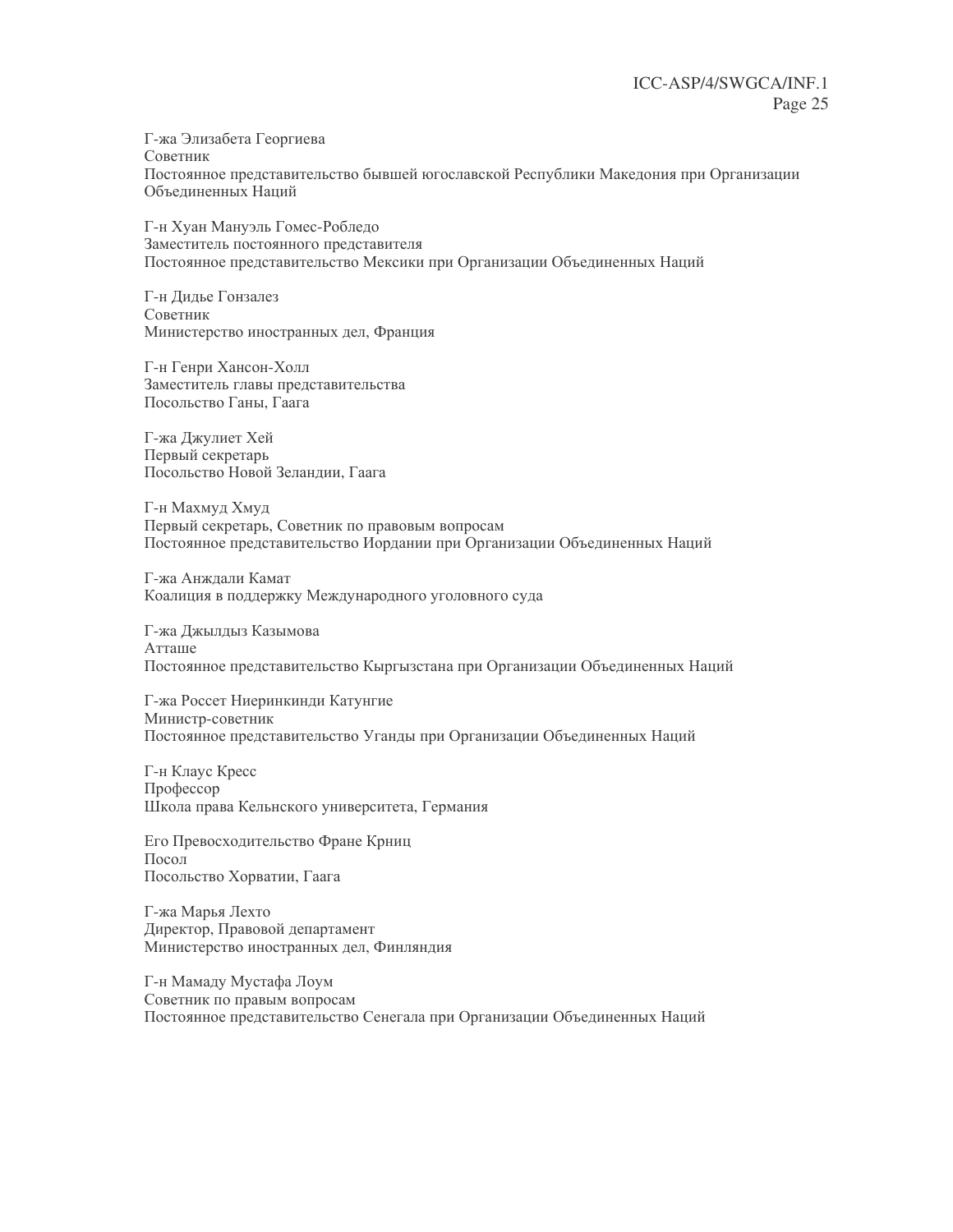Г-жа Элизабета Георгиева
Советник
Постоянное представительство бывшей югославской Республики Македония при Организации Объединенных Наций

Г-н Хуан Мануэль Гомес-Робледо
Заместитель постоянного представителя
Постоянное представительство Мексики при Организации Объединенных Наций

Г-н Дидье Гонзалез
Советник
Министерство иностранных дел, Франция

Г-н Генри Хансон-Холл
Заместитель главы представительства
Посольство Ганы, Гаага

Г-жа Джулиет Хей
Первый секретарь
Посольство Новой Зеландии, Гаага

Г-н Махмуд Хмуд
Первый секретарь, Советник по правовым вопросам
Постоянное представительство Иордании при Организации Объединенных Наций

Г-жа Анждали Камат
Коалиция в поддержку Международного уголовного суда

Г-жа Джылдыз Казымова
Атташе
Постоянное представительство Кыргызстана при Организации Объединенных Наций

Г-жа Россет Ниеринкинди Катунгие
Министр-советник
Постоянное представительство Уганды при Организации Объединенных Наций

Г-н Клаус Кресс
Профессор
Школа права Кельнского университета, Германия

Его Превосходительство Фране Крниц
Посол
Посольство Хорватии, Гаага

Г-жа Марья Лехто
Директор, Правовой департамент
Министерство иностранных дел, Финляндия

Г-н Мамаду Мустафа Лоум
Советник по правым вопросам
Постоянное представительство Сенегала при Организации Объединенных Наций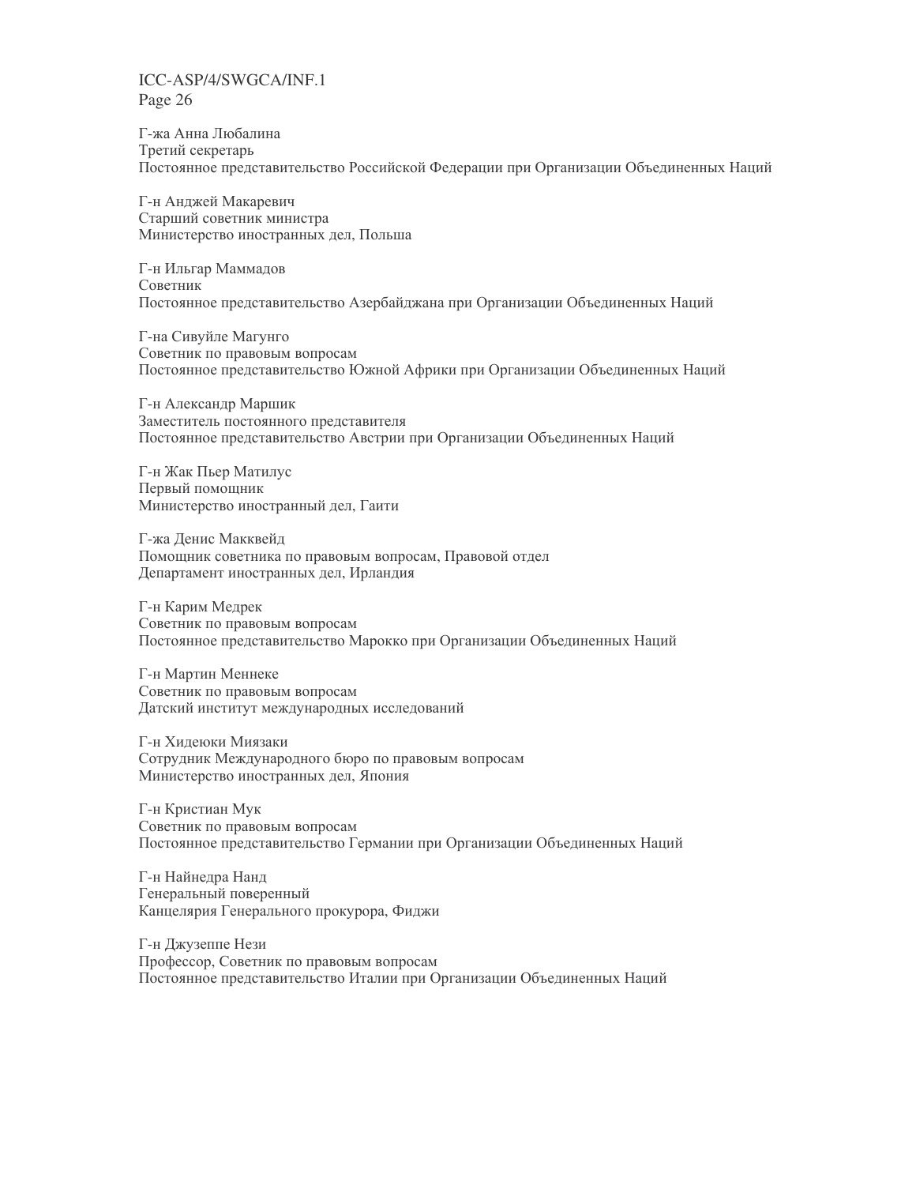Г-жа Анна Любалина
Третий секретарь
Постоянное представительство Российской Федерации при Организации Объединенных Наций

Г-н Анджей Макаревич
Старший советник министра
Министерство иностранных дел, Польша

Г-н Ильгар Маммадов
Советник
Постоянное представительство Азербайджана при Организации Объединенных Наций

Г-на Сивуйле Магунго
Советник по правовым вопросам
Постоянное представительство Южной Африки при Организации Объединенных Наций

Г-н Александр Маршик
Заместитель постоянного представителя
Постоянное представительство Австрии при Организации Объединенных Наций

Г-н Жак Пьер Матилус
Первый помощник
Министерство иностранный дел, Гаити

Г-жа Денис Макквейд
Помощник советника по правовым вопросам, Правовой отдел
Департамент иностранных дел, Ирландия

Г-н Карим Медрек
Советник по правовым вопросам
Постоянное представительство Марокко при Организации Объединенных Наций

Г-н Мартин Меннеке
Советник по правовым вопросам
Датский институт международных исследований

Г-н Хидеюки Миязаки
Сотрудник Международного бюро по правовым вопросам
Министерство иностранных дел, Япония

Г-н Кристиан Мук
Советник по правовым вопросам
Постоянное представительство Германии при Организации Объединенных Наций

Г-н Найнедра Нанд
Генеральный поверенный
Канцелярия Генерального прокурора, Фиджи

Г-н Джузеппе Нези
Профессор, Советник по правовым вопросам
Постоянное представительство Италии при Организации Объединенных Наций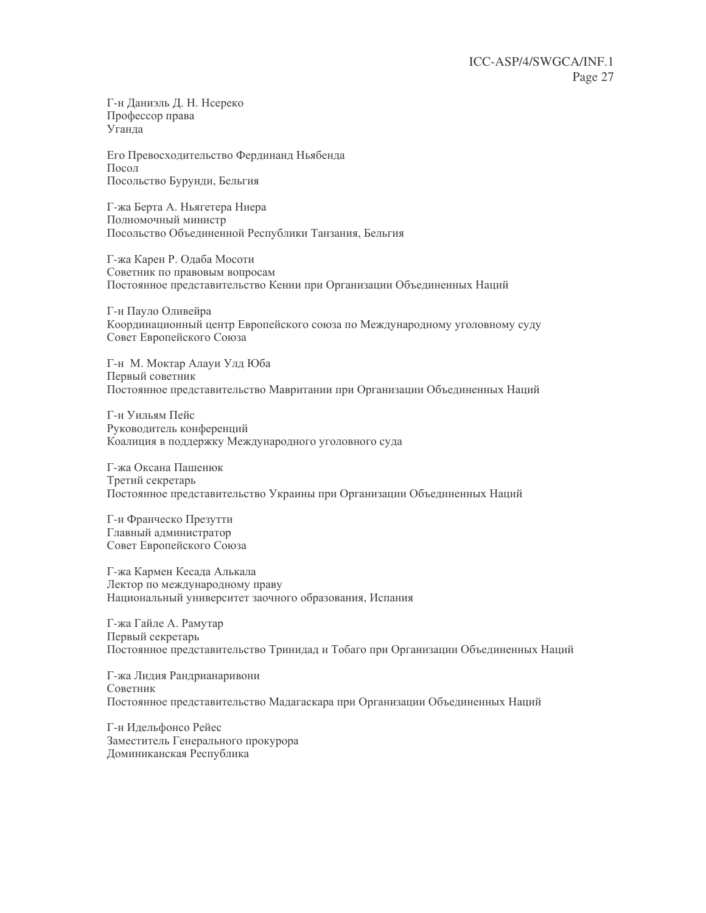Г-н Даниэль Д. Н. Нсереко
Профессор права
Уганда

Его Превосходительство Фердинанд Ньябенда
Посол
Посольство Бурунди, Бельгия

Г-жа Берта А. Ньягетера Ниера
Полномочный министр
Посольство Объединенной Республики Танзания, Бельгия

Г-жа Карен Р. Одаба Мосоти
Советник по правовым вопросам
Постоянное представительство Кении при Организации Объединенных Наций

Г-н Пауло Оливейра
Координационный центр Европейского союза по Международному уголовному суду
Совет Европейского Союза

Г-н М. Моктар Алауи Улд Юба
Первый советник
Постоянное представительство Мавритании при Организации Объединенных Наций

Г-н Уильям Пейс
Руководитель конференций
Коалиция в поддержку Международного уголовного суда

Г-жа Оксана Пашенюк
Третий секретарь
Постоянное представительство Украины при Организации Объединенных Наций

Г-н Франческо Презутти
Главный администратор
Совет Европейского Союза

Г-жа Кармен Кесада Алькала
Лектор по международному праву
Национальный университет заочного образования, Испания

Г-жа Гайле А. Рамутар
Первый секретарь
Постоянное представительство Тринидад и Тобаго при Организации Объединенных Наций

Г-жа Лидия Рандрианаривони
Советник
Постоянное представительство Мадагаскара при Организации Объединенных Наций

Г-н Идельфонсо Рейес
Заместитель Генерального прокурора
Доминиканская Республика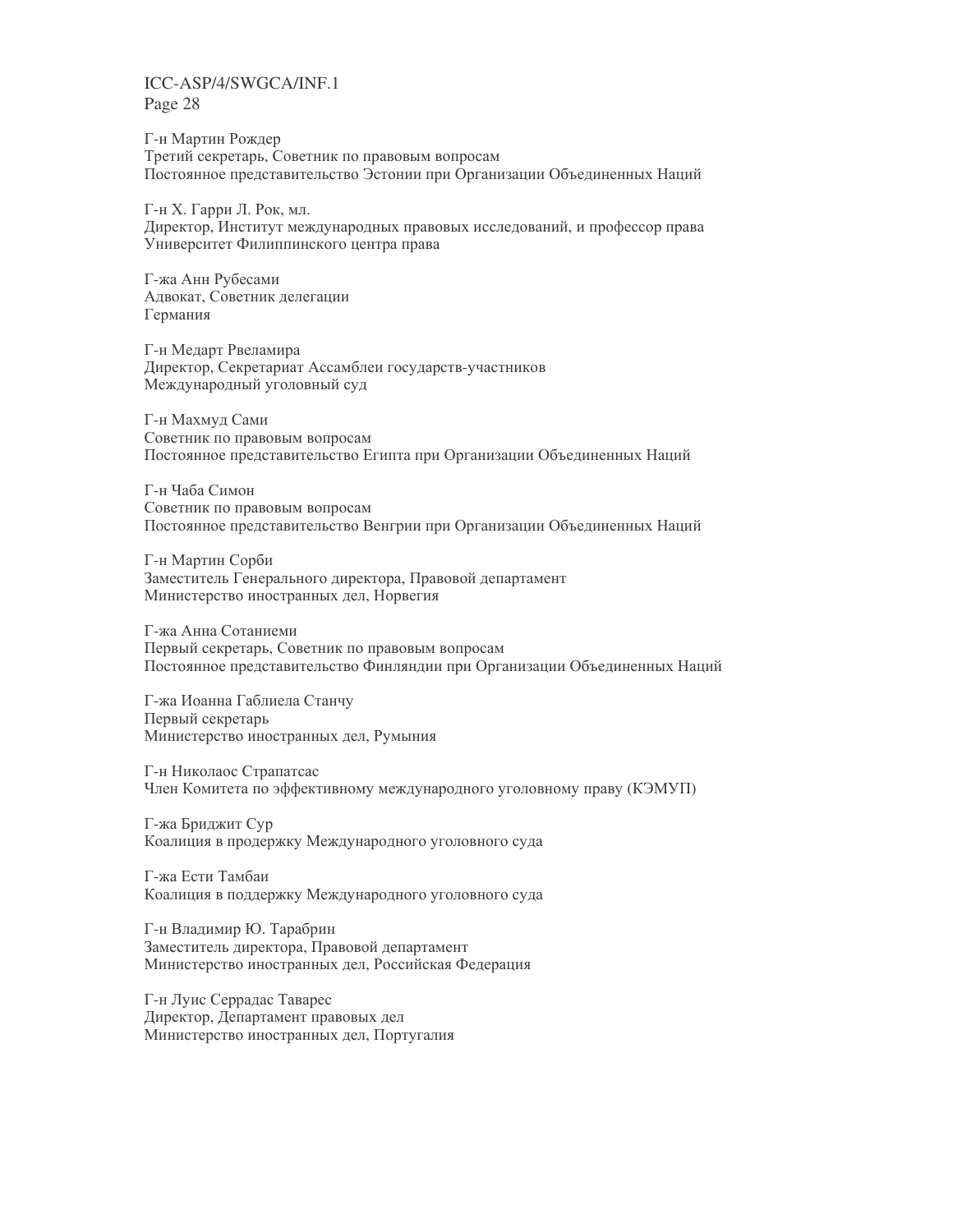Г-н Мартин Рождер
Третий секретарь, Советник по правовым вопросам
Постоянное представительство Эстонии при Организации Объединенных Наций

Г-н Х. Гарри Л. Рок, мл.
Директор, Институт международных правовых исследований, и профессор права
Университет Филиппинского центра права

Г-жа Анн Рубесами
Адвокат, Советник делегации
Германия

Г-н Медарт Рвеламира
Директор, Секретариат Ассамблеи государств-участников
Международный уголовный суд

Г-н Махмуд Сами
Советник по правовым вопросам
Постоянное представительство Египта при Организации Объединенных Наций

Г-н Чаба Симон
Советник по правовым вопросам
Постоянное представительство Венгрии при Организации Объединенных Наций

Г-н Мартин Сорби
Заместитель Генерального директора, Правовой департамент
Министерство иностранных дел, Норвегия

Г-жа Анна Сотаниеми
Первый секретарь, Советник по правовым вопросам
Постоянное представительство Финляндии при Организации Объединенных Наций

Г-жа Иоанна Габлиела Станчу
Первый секретарь
Министерство иностранных дел, Румыния

Г-н Николаос Страпатсас
Член Комитета по эффективному международного уголовному праву (КЭМУП)

Г-жа Бриджит Сур
Коалиция в продержку Международного уголовного суда

Г-жа Ести Тамбаи
Коалиция в поддержку Международного уголовного суда

Г-н Владимир Ю. Тарабрин
Заместитель директора, Правовой департамент
Министерство иностранных дел, Российская Федерация

Г-н Луис Serradas Таварес
Директор, Департамент правовых дел
Министерство иностранных дел, Португалия

Г-н Мартин Рождер
Третий секретарь, Советник по правовым вопросам
Постоянное представительство Эстонии при Организации Объединенных Наций

Г-н Х. Гарри Л. Рок, мл.
Директор, Институт международных правовых исследований, и профессор права
Университет Филиппинского центра права

Г-жа Анн Рубесами
Адвокат, Советник делегации
Германия

Г-н Медарт Рвеламира
Директор, Секретариат Ассамблеи государств-участников
Международный уголовный суд

Г-н Махмуд Сами
Советник по правовым вопросам
Постоянное представительство Египта при Организации Объединенных Наций

Г-н Чаба Симон
Советник по правовым вопросам
Постоянное представительство Венгрии при Организации Объединенных Наций

Г-н Мартин Сорби
Заместитель Генерального директора, Правовой департамент
Министерство иностранных дел, Норвегия

Г-жа Анна Сотаниеми
Первый секретарь, Советник по правовым вопросам
Постоянное представительство Финляндии при Организации Объединенных Наций

Г-жа Иоанна Габлиела Станчу
Первый секретарь
Министерство иностранных дел, Румыния

Г-н Николаос Страпатсас
Член Комитета по эффективному международного уголовному праву (КЭМУП)

Г-жа Бриджит Сур
Коалиция в продержку Международного уголовного суда

Г-жа Ести Тамбаи
Коалиция в поддержку Международного уголовного суда

Г-н Владимир Ю. Тарабрин
Заместитель директора, Правовой департамент
Министерство иностранных дел, Российская Федерация

Г-н Луис Serradas Таварес
Директор, Департамент правовых дел
Министерство иностранных дел, Португалия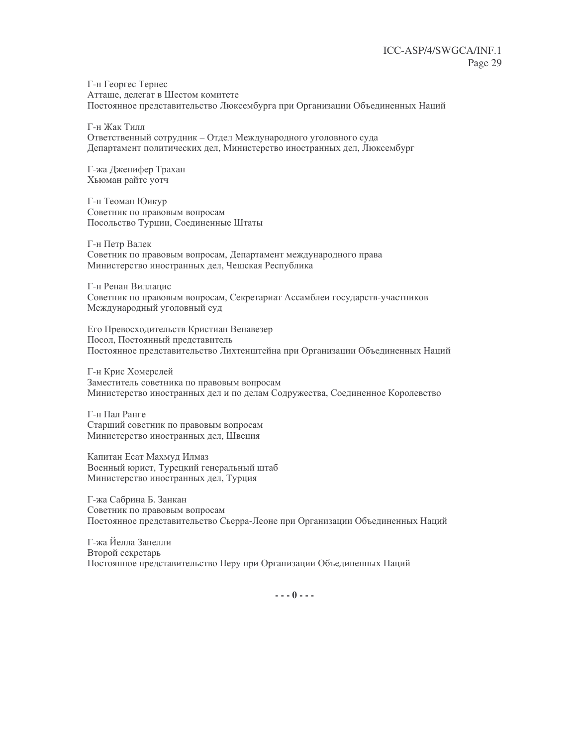Г-н Георгес Тернес
Атташе, делегат в Шестом комитете
Постоянное представительство Люксембурга при Организации Объединенных Наций

Г-н Жак Тилл
Ответственный сотрудник – Отдел Международного уголовного суда
Департамент политических дел, Министерство иностранных дел, Люксембург

Г-жа Дженифер Трахан
Хьюман райтс уотч

Г-н Теоман Юикур
Советник по правовым вопросам
Посольство Турции, Соединенные Штаты

Г-н Петр Валек
Советник по правовым вопросам, Департамент международного права
Министерство иностранных дел, Чешская Республика

Г-н Ренан Виллацис
Советник по правовым вопросам, Секретариат Ассамблеи государств-участников
Международный уголовный суд

Его Превосходительств Кристиан Венавезер
Посол, Постоянный представитель
Постоянное представительство Лихтенштейна при Организации Объединенных Наций

Г-н Крис Хомерслей
Заместитель советника по правовым вопросам
Министерство иностранных дел и по делам Содружества, Соединенное Королевство

Г-н Пал Ранге
Старший советник по правовым вопросам
Министерство иностранных дел, Швеция

Капитан Есат Махмуд Илмаз
Военный юрист, Турецкий генеральный штаб
Министерство иностранных дел, Турция

Г-жа Сабрина Б. Занкан
Советник по правовым вопросам
Постоянное представительство Сьерра-Леоне при Организации Объединенных Наций

Г-жа Йелла Занелли
Второй секретарь
Постоянное представительство Перу при Организации Объединенных Наций

**- - - 0 - - -**